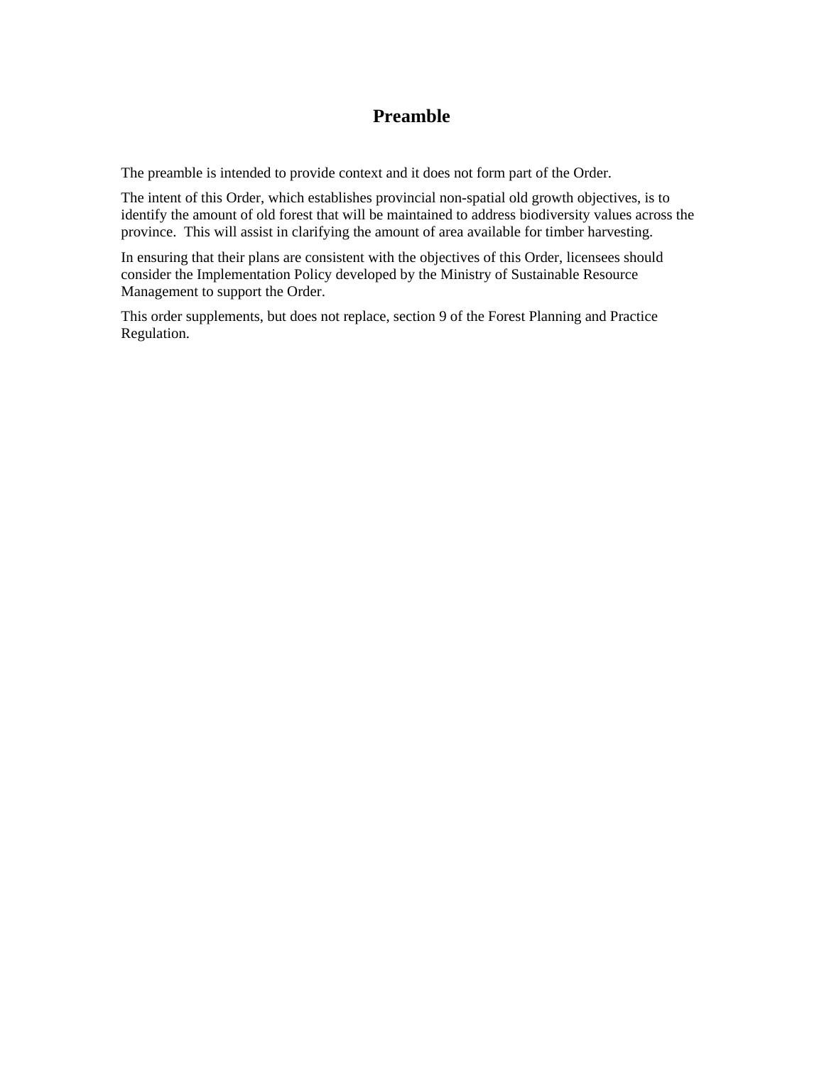# Preamble

The preamble is intended to provide context and it does not form part of the Order.

The intent of this Order, which establishes provincial non-spatial old growth objectives, is to identify the amount of old forest that will be maintained to address biodiversity values across the province. This will assist in clarifying the amount of area available for timber harvesting.

In ensuring that their plans are consistent with the objectives of this Order, licensees should consider the Implementation Policy developed by the Ministry of Sustainable Resource Management to support the Order.

This order supplements, but does not replace, section 9 of the Forest Planning and Practice Regulation.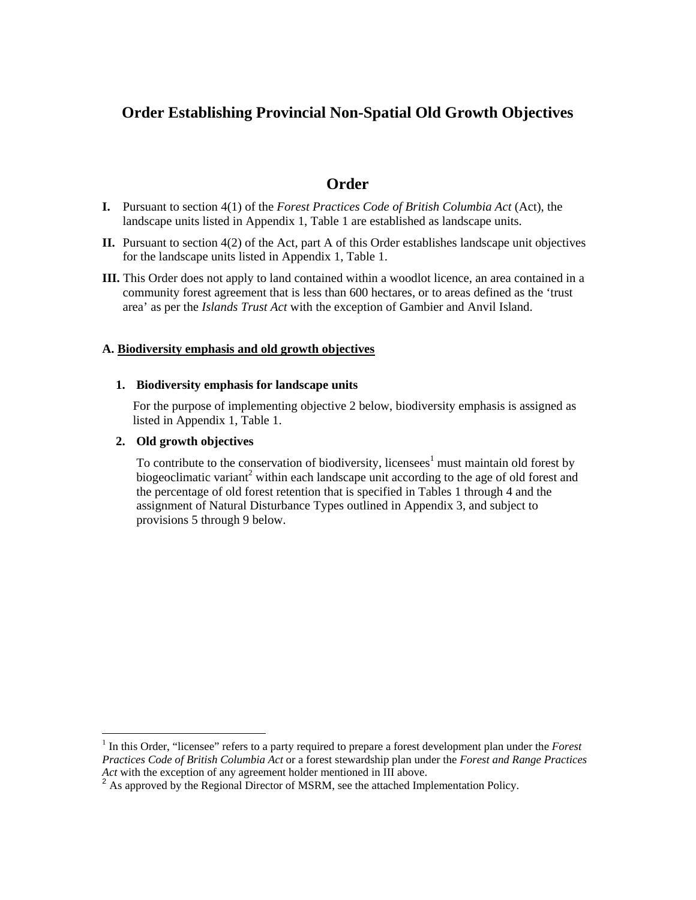# Order Establishing Provincial Non-Spatial Old Growth Objectives

## Order

**I.** Pursuant to section 4(1) of the *Forest Practices Code of British Columbia Act* (Act), the landscape units listed in Appendix 1, Table 1 are established as landscape units.

**II.** Pursuant to section 4(2) of the Act, part A of this Order establishes landscape unit objectives for the landscape units listed in Appendix 1, Table 1.

**III.** This Order does not apply to land contained within a woodlot licence, an area contained in a community forest agreement that is less than 600 hectares, or to areas defined as the 'trust area' as per the *Islands Trust Act* with the exception of Gambier and Anvil Island.

### A. <u>Biodiversity emphasis and old growth objectives</u>

**1. Biodiversity emphasis for landscape units**

For the purpose of implementing objective 2 below, biodiversity emphasis is assigned as listed in Appendix 1, Table 1.

**2. Old growth objectives**

To contribute to the conservation of biodiversity, licensees[1] must maintain old forest by biogeoclimatic variant[2] within each landscape unit according to the age of old forest and the percentage of old forest retention that is specified in Tables 1 through 4 and the assignment of Natural Disturbance Types outlined in Appendix 3, and subject to provisions 5 through 9 below.

---

[1] In this Order, "licensee" refers to a party required to prepare a forest development plan under the *Forest Practices Code of British Columbia Act* or a forest stewardship plan under the *Forest and Range Practices Act* with the exception of any agreement holder mentioned in III above.

[2] As approved by the Regional Director of MSRM, see the attached Implementation Policy.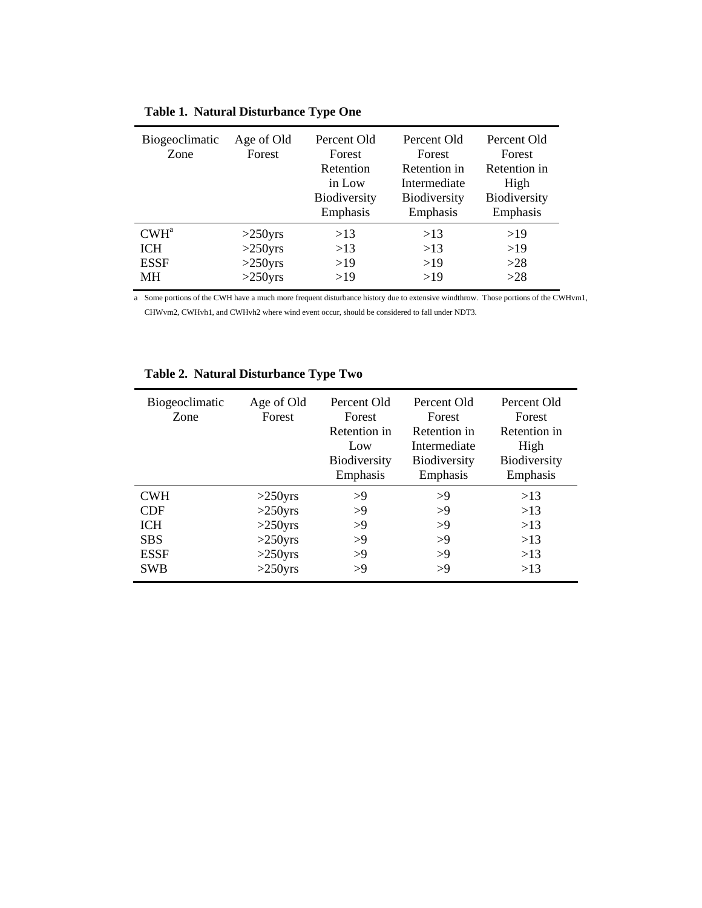**Table 1. Natural Disturbance Type One**

| Biogeoclimatic Zone | Age of Old Forest | Percent Old Forest Retention in Low Biodiversity Emphasis | Percent Old Forest Retention in Intermediate Biodiversity Emphasis | Percent Old Forest Retention in High Biodiversity Emphasis |
|---|---|---|---|---|
| CWH[a] | >250yrs | >13 | >13 | >19 |
| ICH | >250yrs | >13 | >13 | >19 |
| ESSF | >250yrs | >19 | >19 | >28 |
| MH | >250yrs | >19 | >19 | >28 |

a Some portions of the CWH have a much more frequent disturbance history due to extensive windthrow. Those portions of the CWHvm1, CHWvm2, CWHvh1, and CWHvh2 where wind event occur, should be considered to fall under NDT3.

**Table 2. Natural Disturbance Type Two**

| Biogeoclimatic Zone | Age of Old Forest | Percent Old Forest Retention in Low Biodiversity Emphasis | Percent Old Forest Retention in Intermediate Biodiversity Emphasis | Percent Old Forest Retention in High Biodiversity Emphasis |
|---|---|---|---|---|
| CWH | >250yrs | >9 | >9 | >13 |
| CDF | >250yrs | >9 | >9 | >13 |
| ICH | >250yrs | >9 | >9 | >13 |
| SBS | >250yrs | >9 | >9 | >13 |
| ESSF | >250yrs | >9 | >9 | >13 |
| SWB | >250yrs | >9 | >9 | >13 |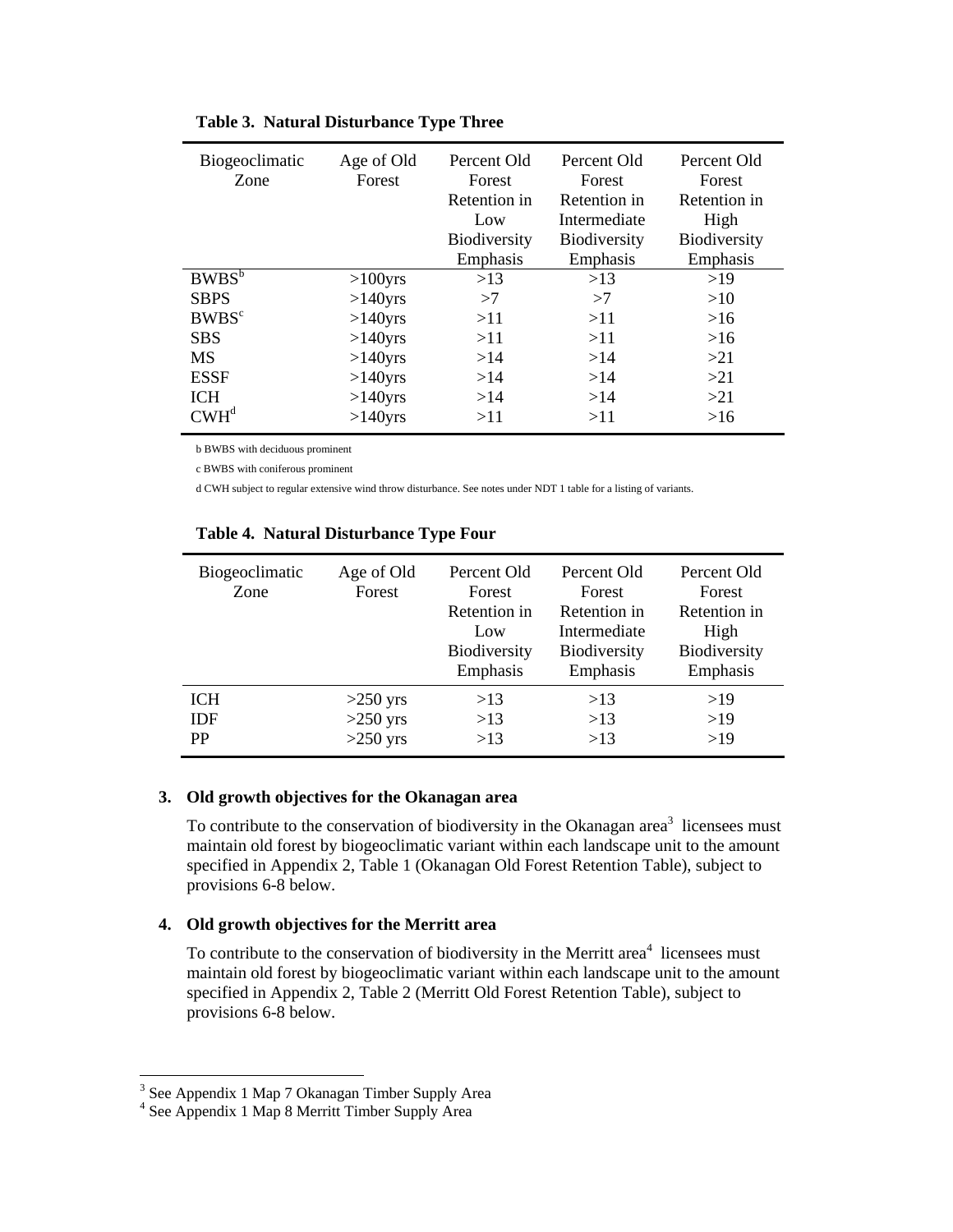**Table 3. Natural Disturbance Type Three**

| Biogeoclimatic Zone | Age of Old Forest | Percent Old Forest Retention in Low Biodiversity Emphasis | Percent Old Forest Retention in Intermediate Biodiversity Emphasis | Percent Old Forest Retention in High Biodiversity Emphasis |
|---|---|---|---|---|
| BWBS[b] | >100yrs | >13 | >13 | >19 |
| SBPS | >140yrs | >7 | >7 | >10 |
| BWBS[c] | >140yrs | >11 | >11 | >16 |
| SBS | >140yrs | >11 | >11 | >16 |
| MS | >140yrs | >14 | >14 | >21 |
| ESSF | >140yrs | >14 | >14 | >21 |
| ICH | >140yrs | >14 | >14 | >21 |
| CWH[d] | >140yrs | >11 | >11 | >16 |

b BWBS with deciduous prominent

c BWBS with coniferous prominent

d CWH subject to regular extensive wind throw disturbance. See notes under NDT 1 table for a listing of variants.

**Table 4. Natural Disturbance Type Four**

| Biogeoclimatic Zone | Age of Old Forest | Percent Old Forest Retention in Low Biodiversity Emphasis | Percent Old Forest Retention in Intermediate Biodiversity Emphasis | Percent Old Forest Retention in High Biodiversity Emphasis |
|---|---|---|---|---|
| ICH | >250 yrs | >13 | >13 | >19 |
| IDF | >250 yrs | >13 | >13 | >19 |
| PP | >250 yrs | >13 | >13 | >19 |

**3. Old growth objectives for the Okanagan area**

To contribute to the conservation of biodiversity in the Okanagan area[3] licensees must maintain old forest by biogeoclimatic variant within each landscape unit to the amount specified in Appendix 2, Table 1 (Okanagan Old Forest Retention Table), subject to provisions 6-8 below.

**4. Old growth objectives for the Merritt area**

To contribute to the conservation of biodiversity in the Merritt area[4] licensees must maintain old forest by biogeoclimatic variant within each landscape unit to the amount specified in Appendix 2, Table 2 (Merritt Old Forest Retention Table), subject to provisions 6-8 below.

[3] See Appendix 1 Map 7 Okanagan Timber Supply Area

[4] See Appendix 1 Map 8 Merritt Timber Supply Area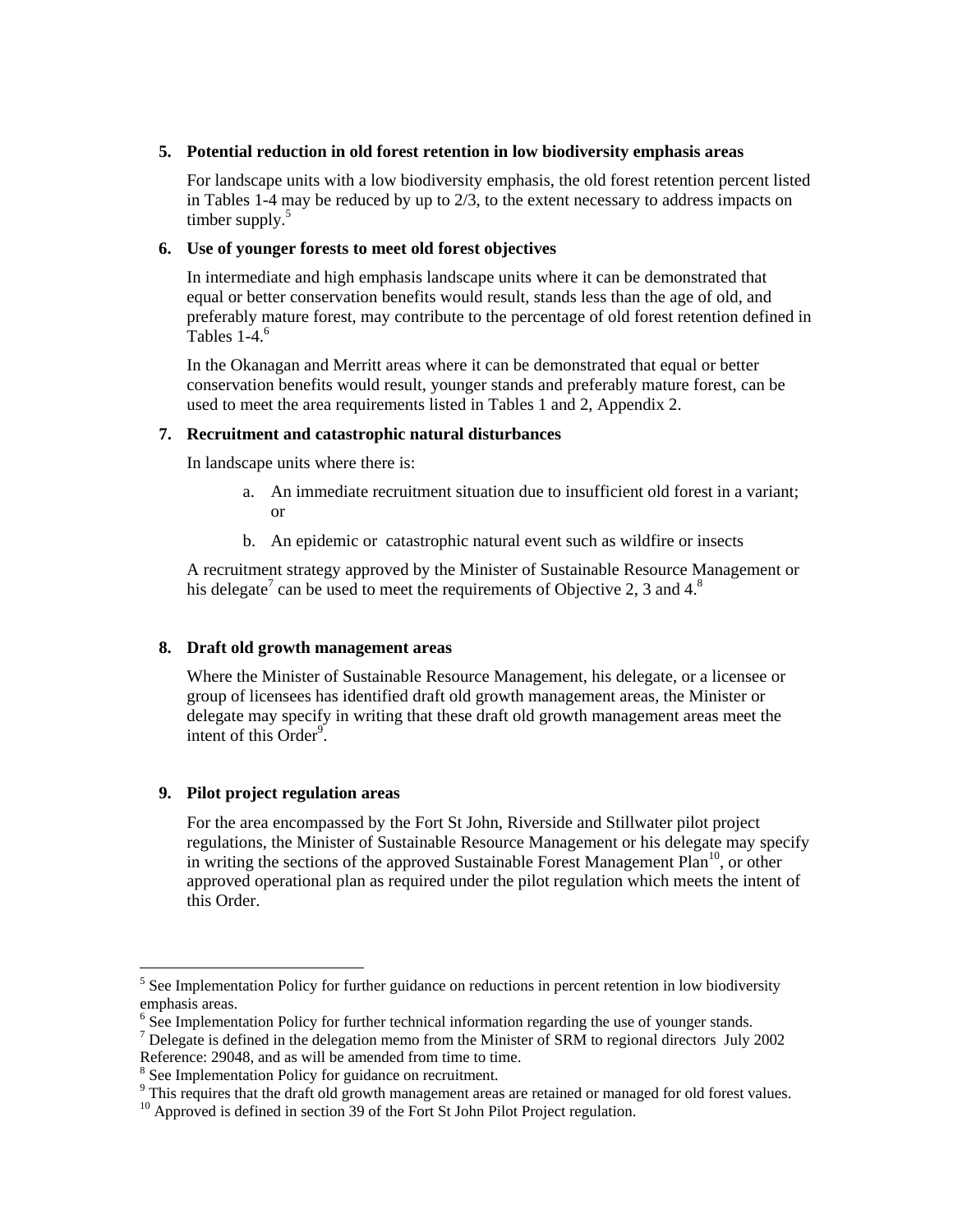**5. Potential reduction in old forest retention in low biodiversity emphasis areas**

For landscape units with a low biodiversity emphasis, the old forest retention percent listed in Tables 1-4 may be reduced by up to 2/3, to the extent necessary to address impacts on timber supply.[5]

**6. Use of younger forests to meet old forest objectives**

In intermediate and high emphasis landscape units where it can be demonstrated that equal or better conservation benefits would result, stands less than the age of old, and preferably mature forest, may contribute to the percentage of old forest retention defined in Tables 1-4.[6]

In the Okanagan and Merritt areas where it can be demonstrated that equal or better conservation benefits would result, younger stands and preferably mature forest, can be used to meet the area requirements listed in Tables 1 and 2, Appendix 2.

**7. Recruitment and catastrophic natural disturbances**

In landscape units where there is:

a. An immediate recruitment situation due to insufficient old forest in a variant; or

b. An epidemic or catastrophic natural event such as wildfire or insects

A recruitment strategy approved by the Minister of Sustainable Resource Management or his delegate[7] can be used to meet the requirements of Objective 2, 3 and 4.[8]

**8. Draft old growth management areas**

Where the Minister of Sustainable Resource Management, his delegate, or a licensee or group of licensees has identified draft old growth management areas, the Minister or delegate may specify in writing that these draft old growth management areas meet the intent of this Order[9].

**9. Pilot project regulation areas**

For the area encompassed by the Fort St John, Riverside and Stillwater pilot project regulations, the Minister of Sustainable Resource Management or his delegate may specify in writing the sections of the approved Sustainable Forest Management Plan[10], or other approved operational plan as required under the pilot regulation which meets the intent of this Order.

---

[5] See Implementation Policy for further guidance on reductions in percent retention in low biodiversity emphasis areas.

[6] See Implementation Policy for further technical information regarding the use of younger stands.

[7] Delegate is defined in the delegation memo from the Minister of SRM to regional directors July 2002 Reference: 29048, and as will be amended from time to time.

[8] See Implementation Policy for guidance on recruitment.

[9] This requires that the draft old growth management areas are retained or managed for old forest values.

[10] Approved is defined in section 39 of the Fort St John Pilot Project regulation.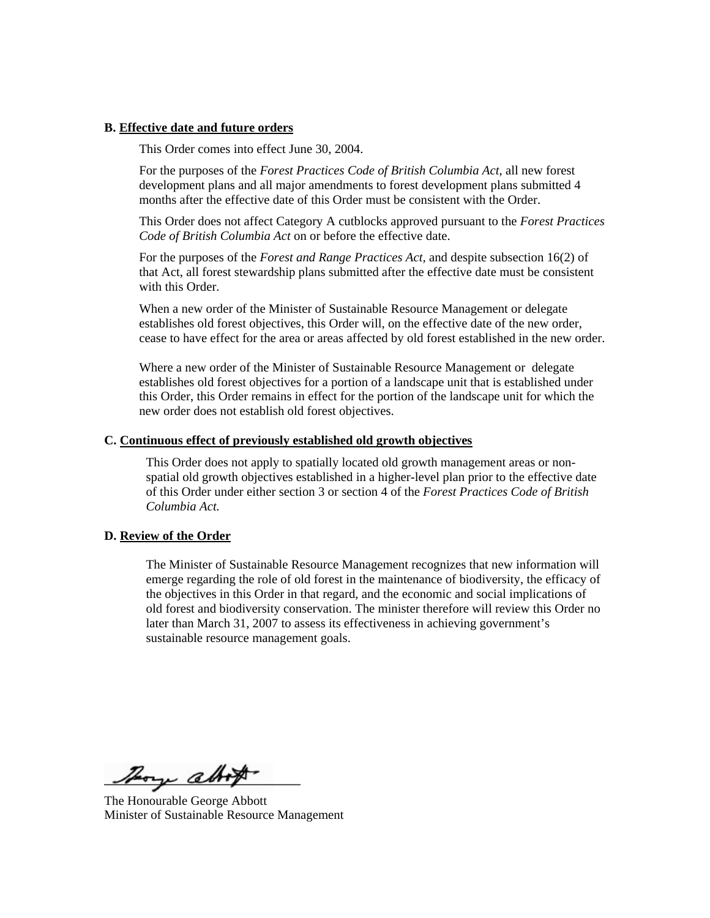**B. Effective date and future orders**

This Order comes into effect June 30, 2004.

For the purposes of the *Forest Practices Code of British Columbia Act*, all new forest development plans and all major amendments to forest development plans submitted 4 months after the effective date of this Order must be consistent with the Order.

This Order does not affect Category A cutblocks approved pursuant to the *Forest Practices Code of British Columbia Act* on or before the effective date.

For the purposes of the *Forest and Range Practices Act,* and despite subsection 16(2) of that Act, all forest stewardship plans submitted after the effective date must be consistent with this Order.

When a new order of the Minister of Sustainable Resource Management or delegate establishes old forest objectives, this Order will, on the effective date of the new order, cease to have effect for the area or areas affected by old forest established in the new order.

Where a new order of the Minister of Sustainable Resource Management or delegate establishes old forest objectives for a portion of a landscape unit that is established under this Order, this Order remains in effect for the portion of the landscape unit for which the new order does not establish old forest objectives.

**C. Continuous effect of previously established old growth objectives**

This Order does not apply to spatially located old growth management areas or non-spatial old growth objectives established in a higher-level plan prior to the effective date of this Order under either section 3 or section 4 of the *Forest Practices Code of British Columbia Act.*

**D. Review of the Order**

The Minister of Sustainable Resource Management recognizes that new information will emerge regarding the role of old forest in the maintenance of biodiversity, the efficacy of the objectives in this Order in that regard, and the economic and social implications of old forest and biodiversity conservation. The minister therefore will review this Order no later than March 31, 2007 to assess its effectiveness in achieving government's sustainable resource management goals.

The Honourable George Abbott
Minister of Sustainable Resource Management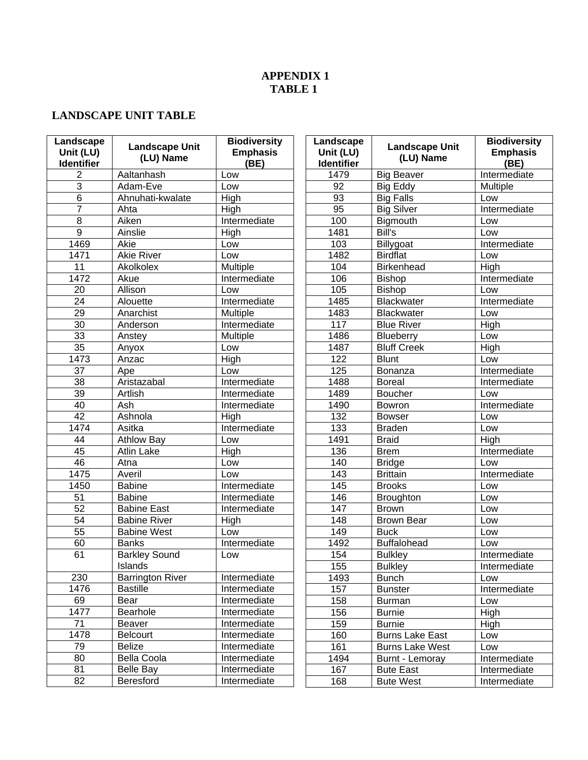**APPENDIX 1**
**TABLE 1**

## LANDSCAPE UNIT TABLE

| Landscape Unit (LU) Identifier | Landscape Unit (LU) Name | Biodiversity Emphasis (BE) |
|---|---|---|
| 2 | Aaltanhash | Low |
| 3 | Adam-Eve | Low |
| 6 | Ahnuhati-kwalate | High |
| 7 | Ahta | High |
| 8 | Aiken | Intermediate |
| 9 | Ainslie | High |
| 1469 | Akie | Low |
| 1471 | Akie River | Low |
| 11 | Akolkolex | Multiple |
| 1472 | Akue | Intermediate |
| 20 | Allison | Low |
| 24 | Alouette | Intermediate |
| 29 | Anarchist | Multiple |
| 30 | Anderson | Intermediate |
| 33 | Anstey | Multiple |
| 35 | Anyox | Low |
| 1473 | Anzac | High |
| 37 | Ape | Low |
| 38 | Aristazabal | Intermediate |
| 39 | Artlish | Intermediate |
| 40 | Ash | Intermediate |
| 42 | Ashnola | High |
| 1474 | Asitka | Intermediate |
| 44 | Athlow Bay | Low |
| 45 | Atlin Lake | High |
| 46 | Atna | Low |
| 1475 | Averil | Low |
| 1450 | Babine | Intermediate |
| 51 | Babine | Intermediate |
| 52 | Babine East | Intermediate |
| 54 | Babine River | High |
| 55 | Babine West | Low |
| 60 | Banks | Intermediate |
| 61 | Barkley Sound Islands | Low |
| 230 | Barrington River | Intermediate |
| 1476 | Bastille | Intermediate |
| 69 | Bear | Intermediate |
| 1477 | Bearhole | Intermediate |
| 71 | Beaver | Intermediate |
| 1478 | Belcourt | Intermediate |
| 79 | Belize | Intermediate |
| 80 | Bella Coola | Intermediate |
| 81 | Belle Bay | Intermediate |
| 82 | Beresford | Intermediate |
| 1479 | Big Beaver | Intermediate |
| 92 | Big Eddy | Multiple |
| 93 | Big Falls | Low |
| 95 | Big Silver | Intermediate |
| 100 | Bigmouth | Low |
| 1481 | Bill's | Low |
| 103 | Billygoat | Intermediate |
| 1482 | Birdflat | Low |
| 104 | Birkenhead | High |
| 106 | Bishop | Intermediate |
| 105 | Bishop | Low |
| 1485 | Blackwater | Intermediate |
| 1483 | Blackwater | Low |
| 117 | Blue River | High |
| 1486 | Blueberry | Low |
| 1487 | Bluff Creek | High |
| 122 | Blunt | Low |
| 125 | Bonanza | Intermediate |
| 1488 | Boreal | Intermediate |
| 1489 | Boucher | Low |
| 1490 | Bowron | Intermediate |
| 132 | Bowser | Low |
| 133 | Braden | Low |
| 1491 | Braid | High |
| 136 | Brem | Intermediate |
| 140 | Bridge | Low |
| 143 | Brittain | Intermediate |
| 145 | Brooks | Low |
| 146 | Broughton | Low |
| 147 | Brown | Low |
| 148 | Brown Bear | Low |
| 149 | Buck | Low |
| 1492 | Buffalohead | Low |
| 154 | Bulkley | Intermediate |
| 155 | Bulkley | Intermediate |
| 1493 | Bunch | Low |
| 157 | Bunster | Intermediate |
| 158 | Burman | Low |
| 156 | Burnie | High |
| 159 | Burnie | High |
| 160 | Burns Lake East | Low |
| 161 | Burns Lake West | Low |
| 1494 | Burnt - Lemoray | Intermediate |
| 167 | Bute East | Intermediate |
| 168 | Bute West | Intermediate |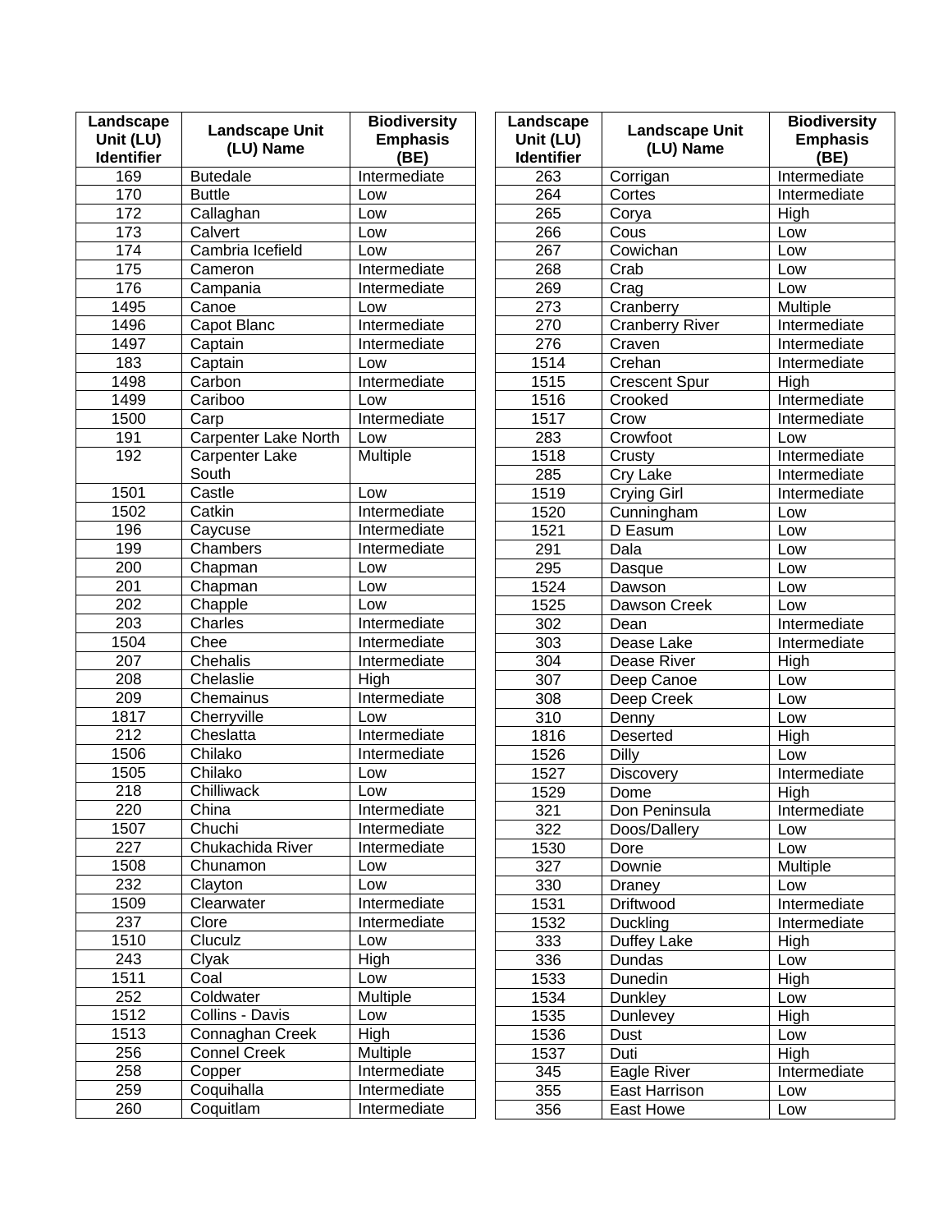| Landscape Unit (LU) Identifier | Landscape Unit (LU) Name | Biodiversity Emphasis (BE) |
|---|---|---|
| 169 | Butedale | Intermediate |
| 170 | Buttle | Low |
| 172 | Callaghan | Low |
| 173 | Calvert | Low |
| 174 | Cambria Icefield | Low |
| 175 | Cameron | Intermediate |
| 176 | Campania | Intermediate |
| 1495 | Canoe | Low |
| 1496 | Capot Blanc | Intermediate |
| 1497 | Captain | Intermediate |
| 183 | Captain | Low |
| 1498 | Carbon | Intermediate |
| 1499 | Cariboo | Low |
| 1500 | Carp | Intermediate |
| 191 | Carpenter Lake North | Low |
| 192 | Carpenter Lake South | Multiple |
| 1501 | Castle | Low |
| 1502 | Catkin | Intermediate |
| 196 | Caycuse | Intermediate |
| 199 | Chambers | Intermediate |
| 200 | Chapman | Low |
| 201 | Chapman | Low |
| 202 | Chapple | Low |
| 203 | Charles | Intermediate |
| 1504 | Chee | Intermediate |
| 207 | Chehalis | Intermediate |
| 208 | Chelaslie | High |
| 209 | Chemainus | Intermediate |
| 1817 | Cherryville | Low |
| 212 | Cheslatta | Intermediate |
| 1506 | Chilako | Intermediate |
| 1505 | Chilako | Low |
| 218 | Chilliwack | Low |
| 220 | China | Intermediate |
| 1507 | Chuchi | Intermediate |
| 227 | Chukachida River | Intermediate |
| 1508 | Chunamon | Low |
| 232 | Clayton | Low |
| 1509 | Clearwater | Intermediate |
| 237 | Clore | Intermediate |
| 1510 | Cluculz | Low |
| 243 | Clyak | High |
| 1511 | Coal | Low |
| 252 | Coldwater | Multiple |
| 1512 | Collins - Davis | Low |
| 1513 | Connaghan Creek | High |
| 256 | Connel Creek | Multiple |
| 258 | Copper | Intermediate |
| 259 | Coquihalla | Intermediate |
| 260 | Coquitlam | Intermediate |
| 263 | Corrigan | Intermediate |
| 264 | Cortes | Intermediate |
| 265 | Corya | High |
| 266 | Cous | Low |
| 267 | Cowichan | Low |
| 268 | Crab | Low |
| 269 | Crag | Low |
| 273 | Cranberry | Multiple |
| 270 | Cranberry River | Intermediate |
| 276 | Craven | Intermediate |
| 1514 | Crehan | Intermediate |
| 1515 | Crescent Spur | High |
| 1516 | Crooked | Intermediate |
| 1517 | Crow | Intermediate |
| 283 | Crowfoot | Low |
| 1518 | Crusty | Intermediate |
| 285 | Cry Lake | Intermediate |
| 1519 | Crying Girl | Intermediate |
| 1520 | Cunningham | Low |
| 1521 | D Easum | Low |
| 291 | Dala | Low |
| 295 | Dasque | Low |
| 1524 | Dawson | Low |
| 1525 | Dawson Creek | Low |
| 302 | Dean | Intermediate |
| 303 | Dease Lake | Intermediate |
| 304 | Dease River | High |
| 307 | Deep Canoe | Low |
| 308 | Deep Creek | Low |
| 310 | Denny | Low |
| 1816 | Deserted | High |
| 1526 | Dilly | Low |
| 1527 | Discovery | Intermediate |
| 1529 | Dome | High |
| 321 | Don Peninsula | Intermediate |
| 322 | Doos/Dallery | Low |
| 1530 | Dore | Low |
| 327 | Downie | Multiple |
| 330 | Draney | Low |
| 1531 | Driftwood | Intermediate |
| 1532 | Duckling | Intermediate |
| 333 | Duffey Lake | High |
| 336 | Dundas | Low |
| 1533 | Dunedin | High |
| 1534 | Dunkley | Low |
| 1535 | Dunlevey | High |
| 1536 | Dust | Low |
| 1537 | Duti | High |
| 345 | Eagle River | Intermediate |
| 355 | East Harrison | Low |
| 356 | East Howe | Low |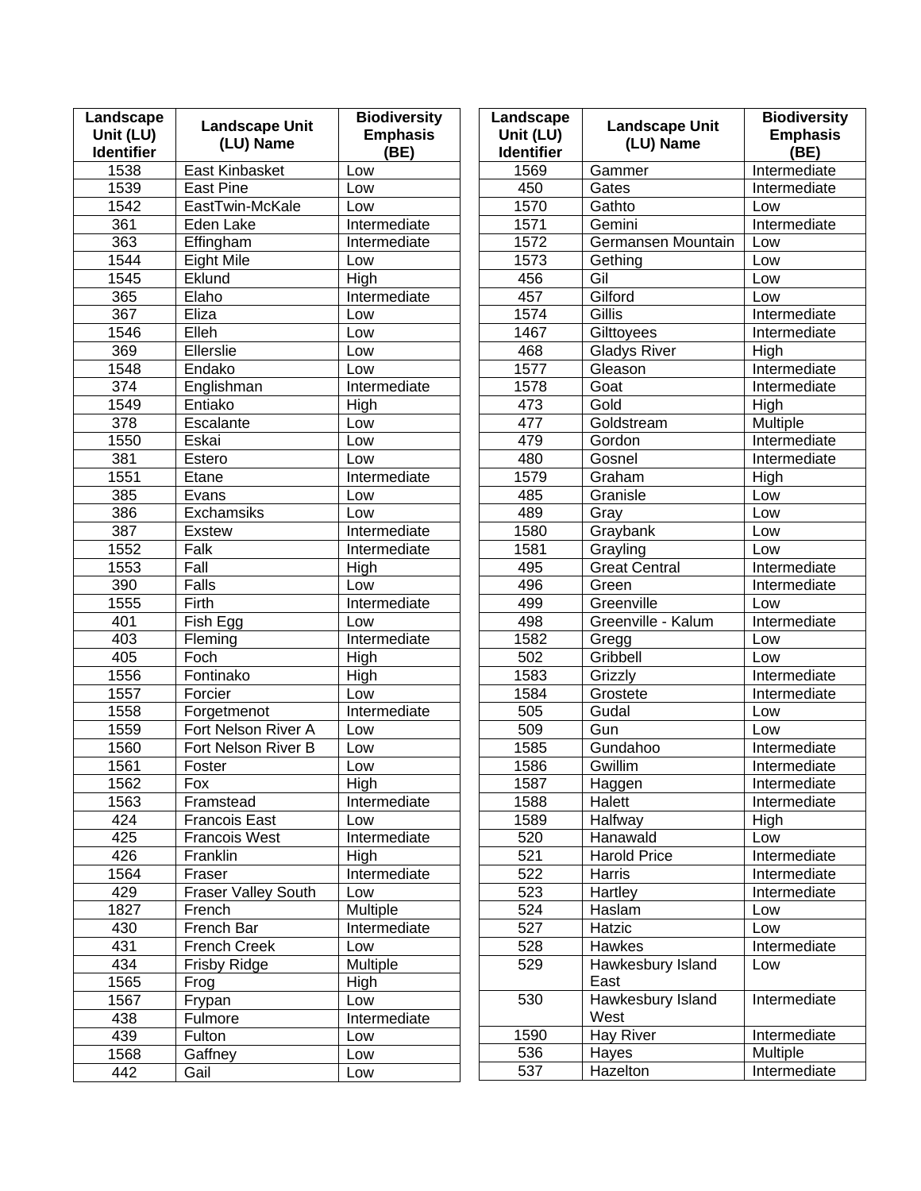| Landscape Unit (LU) Identifier | Landscape Unit (LU) Name | Biodiversity Emphasis (BE) |
|---|---|---|
| 1538 | East Kinbasket | Low |
| 1539 | East Pine | Low |
| 1542 | EastTwin-McKale | Low |
| 361 | Eden Lake | Intermediate |
| 363 | Effingham | Intermediate |
| 1544 | Eight Mile | Low |
| 1545 | Eklund | High |
| 365 | Elaho | Intermediate |
| 367 | Eliza | Low |
| 1546 | Elleh | Low |
| 369 | Ellerslie | Low |
| 1548 | Endako | Low |
| 374 | Englishman | Intermediate |
| 1549 | Entiako | High |
| 378 | Escalante | Low |
| 1550 | Eskai | Low |
| 381 | Estero | Low |
| 1551 | Etane | Intermediate |
| 385 | Evans | Low |
| 386 | Exchamsiks | Low |
| 387 | Exstew | Intermediate |
| 1552 | Falk | Intermediate |
| 1553 | Fall | High |
| 390 | Falls | Low |
| 1555 | Firth | Intermediate |
| 401 | Fish Egg | Low |
| 403 | Fleming | Intermediate |
| 405 | Foch | High |
| 1556 | Fontinako | High |
| 1557 | Forcier | Low |
| 1558 | Forgetmenot | Intermediate |
| 1559 | Fort Nelson River A | Low |
| 1560 | Fort Nelson River B | Low |
| 1561 | Foster | Low |
| 1562 | Fox | High |
| 1563 | Framstead | Intermediate |
| 424 | Francois East | Low |
| 425 | Francois West | Intermediate |
| 426 | Franklin | High |
| 1564 | Fraser | Intermediate |
| 429 | Fraser Valley South | Low |
| 1827 | French | Multiple |
| 430 | French Bar | Intermediate |
| 431 | French Creek | Low |
| 434 | Frisby Ridge | Multiple |
| 1565 | Frog | High |
| 1567 | Frypan | Low |
| 438 | Fulmore | Intermediate |
| 439 | Fulton | Low |
| 1568 | Gaffney | Low |
| 442 | Gail | Low |
| 1569 | Gammer | Intermediate |
| 450 | Gates | Intermediate |
| 1570 | Gathto | Low |
| 1571 | Gemini | Intermediate |
| 1572 | Germansen Mountain | Low |
| 1573 | Gething | Low |
| 456 | Gil | Low |
| 457 | Gilford | Low |
| 1574 | Gillis | Intermediate |
| 1467 | Gilttoyees | Intermediate |
| 468 | Gladys River | High |
| 1577 | Gleason | Intermediate |
| 1578 | Goat | Intermediate |
| 473 | Gold | High |
| 477 | Goldstream | Multiple |
| 479 | Gordon | Intermediate |
| 480 | Gosnel | Intermediate |
| 1579 | Graham | High |
| 485 | Granisle | Low |
| 489 | Gray | Low |
| 1580 | Graybank | Low |
| 1581 | Grayling | Low |
| 495 | Great Central | Intermediate |
| 496 | Green | Intermediate |
| 499 | Greenville | Low |
| 498 | Greenville - Kalum | Intermediate |
| 1582 | Gregg | Low |
| 502 | Gribbell | Low |
| 1583 | Grizzly | Intermediate |
| 1584 | Grostete | Intermediate |
| 505 | Gudal | Low |
| 509 | Gun | Low |
| 1585 | Gundahoo | Intermediate |
| 1586 | Gwillim | Intermediate |
| 1587 | Haggen | Intermediate |
| 1588 | Halett | Intermediate |
| 1589 | Halfway | High |
| 520 | Hanawald | Low |
| 521 | Harold Price | Intermediate |
| 522 | Harris | Intermediate |
| 523 | Hartley | Intermediate |
| 524 | Haslam | Low |
| 527 | Hatzic | Low |
| 528 | Hawkes | Intermediate |
| 529 | Hawkesbury Island East | Low |
| 530 | Hawkesbury Island West | Intermediate |
| 1590 | Hay River | Intermediate |
| 536 | Hayes | Multiple |
| 537 | Hazelton | Intermediate |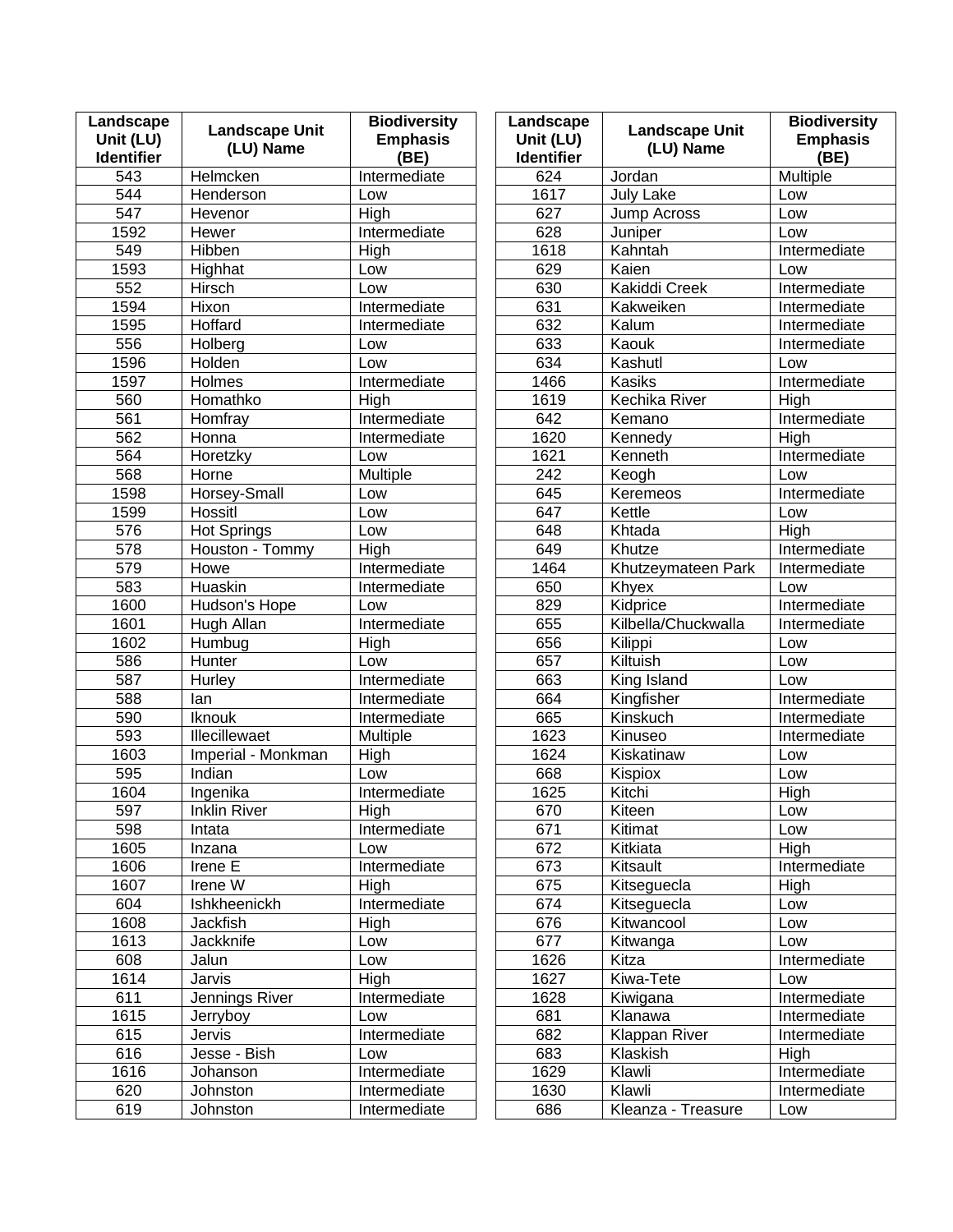| Landscape Unit (LU) Identifier | Landscape Unit (LU) Name | Biodiversity Emphasis (BE) |
|---|---|---|
| 543 | Helmcken | Intermediate |
| 544 | Henderson | Low |
| 547 | Hevenor | High |
| 1592 | Hewer | Intermediate |
| 549 | Hibben | High |
| 1593 | Highhat | Low |
| 552 | Hirsch | Low |
| 1594 | Hixon | Intermediate |
| 1595 | Hoffard | Intermediate |
| 556 | Holberg | Low |
| 1596 | Holden | Low |
| 1597 | Holmes | Intermediate |
| 560 | Homathko | High |
| 561 | Homfray | Intermediate |
| 562 | Honna | Intermediate |
| 564 | Horetzky | Low |
| 568 | Horne | Multiple |
| 1598 | Horsey-Small | Low |
| 1599 | Hossitl | Low |
| 576 | Hot Springs | Low |
| 578 | Houston - Tommy | High |
| 579 | Howe | Intermediate |
| 583 | Huaskin | Intermediate |
| 1600 | Hudson's Hope | Low |
| 1601 | Hugh Allan | Intermediate |
| 1602 | Humbug | High |
| 586 | Hunter | Low |
| 587 | Hurley | Intermediate |
| 588 | Ian | Intermediate |
| 590 | Iknouk | Intermediate |
| 593 | Illecillewaet | Multiple |
| 1603 | Imperial - Monkman | High |
| 595 | Indian | Low |
| 1604 | Ingenika | Intermediate |
| 597 | Inklin River | High |
| 598 | Intata | Intermediate |
| 1605 | Inzana | Low |
| 1606 | Irene E | Intermediate |
| 1607 | Irene W | High |
| 604 | Ishkheenickh | Intermediate |
| 1608 | Jackfish | High |
| 1613 | Jackknife | Low |
| 608 | Jalun | Low |
| 1614 | Jarvis | High |
| 611 | Jennings River | Intermediate |
| 1615 | Jerryboy | Low |
| 615 | Jervis | Intermediate |
| 616 | Jesse - Bish | Low |
| 1616 | Johanson | Intermediate |
| 620 | Johnston | Intermediate |
| 619 | Johnston | Intermediate |

| Landscape Unit (LU) Identifier | Landscape Unit (LU) Name | Biodiversity Emphasis (BE) |
|---|---|---|
| 624 | Jordan | Multiple |
| 1617 | July Lake | Low |
| 627 | Jump Across | Low |
| 628 | Juniper | Low |
| 1618 | Kahntah | Intermediate |
| 629 | Kaien | Low |
| 630 | Kakiddi Creek | Intermediate |
| 631 | Kakweiken | Intermediate |
| 632 | Kalum | Intermediate |
| 633 | Kaouk | Intermediate |
| 634 | Kashutl | Low |
| 1466 | Kasiks | Intermediate |
| 1619 | Kechika River | High |
| 642 | Kemano | Intermediate |
| 1620 | Kennedy | High |
| 1621 | Kenneth | Intermediate |
| 242 | Keogh | Low |
| 645 | Keremeos | Intermediate |
| 647 | Kettle | Low |
| 648 | Khtada | High |
| 649 | Khutze | Intermediate |
| 1464 | Khutzeymateen Park | Intermediate |
| 650 | Khyex | Low |
| 829 | Kidprice | Intermediate |
| 655 | Kilbella/Chuckwalla | Intermediate |
| 656 | Kilippi | Low |
| 657 | Kiltuish | Low |
| 663 | King Island | Low |
| 664 | Kingfisher | Intermediate |
| 665 | Kinskuch | Intermediate |
| 1623 | Kinuseo | Intermediate |
| 1624 | Kiskatinaw | Low |
| 668 | Kispiox | Low |
| 1625 | Kitchi | High |
| 670 | Kiteen | Low |
| 671 | Kitimat | Low |
| 672 | Kitkiata | High |
| 673 | Kitsault | Intermediate |
| 675 | Kitseguecla | High |
| 674 | Kitseguecla | Low |
| 676 | Kitwancool | Low |
| 677 | Kitwanga | Low |
| 1626 | Kitza | Intermediate |
| 1627 | Kiwa-Tete | Low |
| 1628 | Kiwigana | Intermediate |
| 681 | Klanawa | Intermediate |
| 682 | Klappan River | Intermediate |
| 683 | Klaskish | High |
| 1629 | Klawli | Intermediate |
| 1630 | Klawli | Intermediate |
| 686 | Kleanza - Treasure | Low |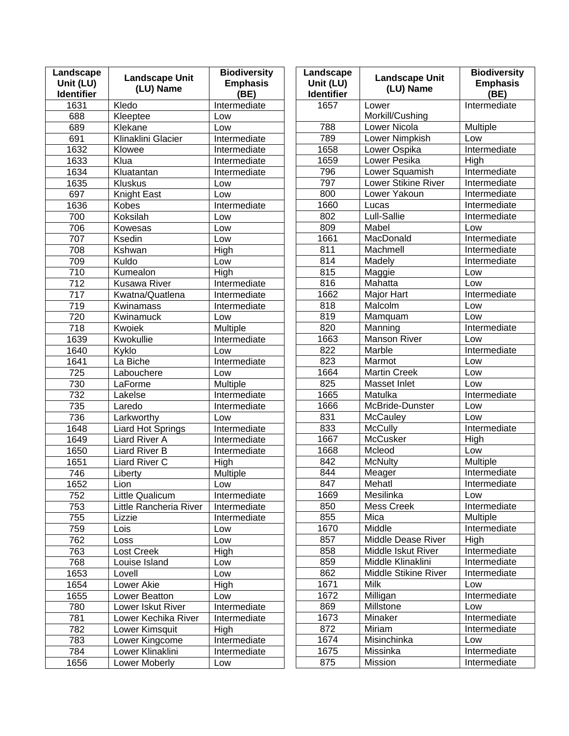| Landscape Unit (LU) Identifier | Landscape Unit (LU) Name | Biodiversity Emphasis (BE) |
| --- | --- | --- |
| 1631 | Kledo | Intermediate |
| 688 | Kleeptee | Low |
| 689 | Klekane | Low |
| 691 | Klinaklini Glacier | Intermediate |
| 1632 | Klowee | Intermediate |
| 1633 | Klua | Intermediate |
| 1634 | Kluatantan | Intermediate |
| 1635 | Kluskus | Low |
| 697 | Knight East | Low |
| 1636 | Kobes | Intermediate |
| 700 | Koksilah | Low |
| 706 | Kowesas | Low |
| 707 | Ksedin | Low |
| 708 | Kshwan | High |
| 709 | Kuldo | Low |
| 710 | Kumealon | High |
| 712 | Kusawa River | Intermediate |
| 717 | Kwatna/Quatlena | Intermediate |
| 719 | Kwinamass | Intermediate |
| 720 | Kwinamuck | Low |
| 718 | Kwoiek | Multiple |
| 1639 | Kwokullie | Intermediate |
| 1640 | Kyklo | Low |
| 1641 | La Biche | Intermediate |
| 725 | Labouchere | Low |
| 730 | LaForme | Multiple |
| 732 | Lakelse | Intermediate |
| 735 | Laredo | Intermediate |
| 736 | Larkworthy | Low |
| 1648 | Liard Hot Springs | Intermediate |
| 1649 | Liard River A | Intermediate |
| 1650 | Liard River B | Intermediate |
| 1651 | Liard River C | High |
| 746 | Liberty | Multiple |
| 1652 | Lion | Low |
| 752 | Little Qualicum | Intermediate |
| 753 | Little Rancheria River | Intermediate |
| 755 | Lizzie | Intermediate |
| 759 | Lois | Low |
| 762 | Loss | Low |
| 763 | Lost Creek | High |
| 768 | Louise Island | Low |
| 1653 | Lovell | Low |
| 1654 | Lower Akie | High |
| 1655 | Lower Beatton | Low |
| 780 | Lower Iskut River | Intermediate |
| 781 | Lower Kechika River | Intermediate |
| 782 | Lower Kimsquit | High |
| 783 | Lower Kingcome | Intermediate |
| 784 | Lower Klinaklini | Intermediate |
| 1656 | Lower Moberly | Low |
| 1657 | Lower Morkill/Cushing | Intermediate |
| 788 | Lower Nicola | Multiple |
| 789 | Lower Nimpkish | Low |
| 1658 | Lower Ospika | Intermediate |
| 1659 | Lower Pesika | High |
| 796 | Lower Squamish | Intermediate |
| 797 | Lower Stikine River | Intermediate |
| 800 | Lower Yakoun | Intermediate |
| 1660 | Lucas | Intermediate |
| 802 | Lull-Sallie | Intermediate |
| 809 | Mabel | Low |
| 1661 | MacDonald | Intermediate |
| 811 | Machmell | Intermediate |
| 814 | Madely | Intermediate |
| 815 | Maggie | Low |
| 816 | Mahatta | Low |
| 1662 | Major Hart | Intermediate |
| 818 | Malcolm | Low |
| 819 | Mamquam | Low |
| 820 | Manning | Intermediate |
| 1663 | Manson River | Low |
| 822 | Marble | Intermediate |
| 823 | Marmot | Low |
| 1664 | Martin Creek | Low |
| 825 | Masset Inlet | Low |
| 1665 | Matulka | Intermediate |
| 1666 | McBride-Dunster | Low |
| 831 | McCauley | Low |
| 833 | McCully | Intermediate |
| 1667 | McCusker | High |
| 1668 | Mcleod | Low |
| 842 | McNulty | Multiple |
| 844 | Meager | Intermediate |
| 847 | Mehatl | Intermediate |
| 1669 | Mesilinka | Low |
| 850 | Mess Creek | Intermediate |
| 855 | Mica | Multiple |
| 1670 | Middle | Intermediate |
| 857 | Middle Dease River | High |
| 858 | Middle Iskut River | Intermediate |
| 859 | Middle Klinaklini | Intermediate |
| 862 | Middle Stikine River | Intermediate |
| 1671 | Milk | Low |
| 1672 | Milligan | Intermediate |
| 869 | Millstone | Low |
| 1673 | Minaker | Intermediate |
| 872 | Miriam | Intermediate |
| 1674 | Misinchinka | Low |
| 1675 | Missinka | Intermediate |
| 875 | Mission | Intermediate |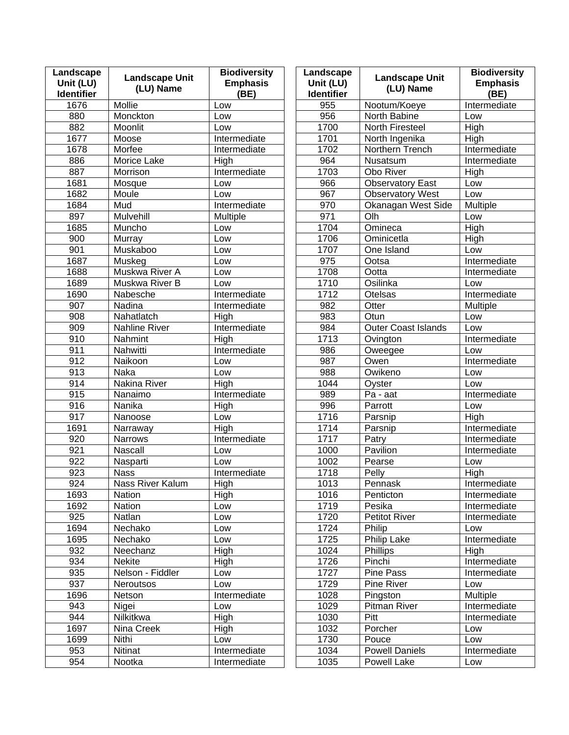| Landscape Unit (LU) Identifier | Landscape Unit (LU) Name | Biodiversity Emphasis (BE) |
|---|---|---|
| 1676 | Mollie | Low |
| 880 | Monckton | Low |
| 882 | Moonlit | Low |
| 1677 | Moose | Intermediate |
| 1678 | Morfee | Intermediate |
| 886 | Morice Lake | High |
| 887 | Morrison | Intermediate |
| 1681 | Mosque | Low |
| 1682 | Moule | Low |
| 1684 | Mud | Intermediate |
| 897 | Mulvehill | Multiple |
| 1685 | Muncho | Low |
| 900 | Murray | Low |
| 901 | Muskaboo | Low |
| 1687 | Muskeg | Low |
| 1688 | Muskwa River A | Low |
| 1689 | Muskwa River B | Low |
| 1690 | Nabesche | Intermediate |
| 907 | Nadina | Intermediate |
| 908 | Nahatlatch | High |
| 909 | Nahline River | Intermediate |
| 910 | Nahmint | High |
| 911 | Nahwitti | Intermediate |
| 912 | Naikoon | Low |
| 913 | Naka | Low |
| 914 | Nakina River | High |
| 915 | Nanaimo | Intermediate |
| 916 | Nanika | High |
| 917 | Nanoose | Low |
| 1691 | Narraway | High |
| 920 | Narrows | Intermediate |
| 921 | Nascall | Low |
| 922 | Nasparti | Low |
| 923 | Nass | Intermediate |
| 924 | Nass River Kalum | High |
| 1693 | Nation | High |
| 1692 | Nation | Low |
| 925 | Natlan | Low |
| 1694 | Nechako | Low |
| 1695 | Nechako | Low |
| 932 | Neechanz | High |
| 934 | Nekite | High |
| 935 | Nelson - Fiddler | Low |
| 937 | Neroutsos | Low |
| 1696 | Netson | Intermediate |
| 943 | Nigei | Low |
| 944 | Nilkitkwa | High |
| 1697 | Nina Creek | High |
| 1699 | Nithi | Low |
| 953 | Nitinat | Intermediate |
| 954 | Nootka | Intermediate |
| 955 | Nootum/Koeye | Intermediate |
| 956 | North Babine | Low |
| 1700 | North Firesteel | High |
| 1701 | North Ingenika | High |
| 1702 | Northern Trench | Intermediate |
| 964 | Nusatsum | Intermediate |
| 1703 | Obo River | High |
| 966 | Observatory East | Low |
| 967 | Observatory West | Low |
| 970 | Okanagan West Side | Multiple |
| 971 | Olh | Low |
| 1704 | Omineca | High |
| 1706 | Ominicetla | High |
| 1707 | One Island | Low |
| 975 | Ootsa | Intermediate |
| 1708 | Ootta | Intermediate |
| 1710 | Osilinka | Low |
| 1712 | Otelsas | Intermediate |
| 982 | Otter | Multiple |
| 983 | Otun | Low |
| 984 | Outer Coast Islands | Low |
| 1713 | Ovington | Intermediate |
| 986 | Oweegee | Low |
| 987 | Owen | Intermediate |
| 988 | Owikeno | Low |
| 1044 | Oyster | Low |
| 989 | Pa - aat | Intermediate |
| 996 | Parrott | Low |
| 1716 | Parsnip | High |
| 1714 | Parsnip | Intermediate |
| 1717 | Patry | Intermediate |
| 1000 | Pavilion | Intermediate |
| 1002 | Pearse | Low |
| 1718 | Pelly | High |
| 1013 | Pennask | Intermediate |
| 1016 | Penticton | Intermediate |
| 1719 | Pesika | Intermediate |
| 1720 | Petitot River | Intermediate |
| 1724 | Philip | Low |
| 1725 | Philip Lake | Intermediate |
| 1024 | Phillips | High |
| 1726 | Pinchi | Intermediate |
| 1727 | Pine Pass | Intermediate |
| 1729 | Pine River | Low |
| 1028 | Pingston | Multiple |
| 1029 | Pitman River | Intermediate |
| 1030 | Pitt | Intermediate |
| 1032 | Porcher | Low |
| 1730 | Pouce | Low |
| 1034 | Powell Daniels | Intermediate |
| 1035 | Powell Lake | Low |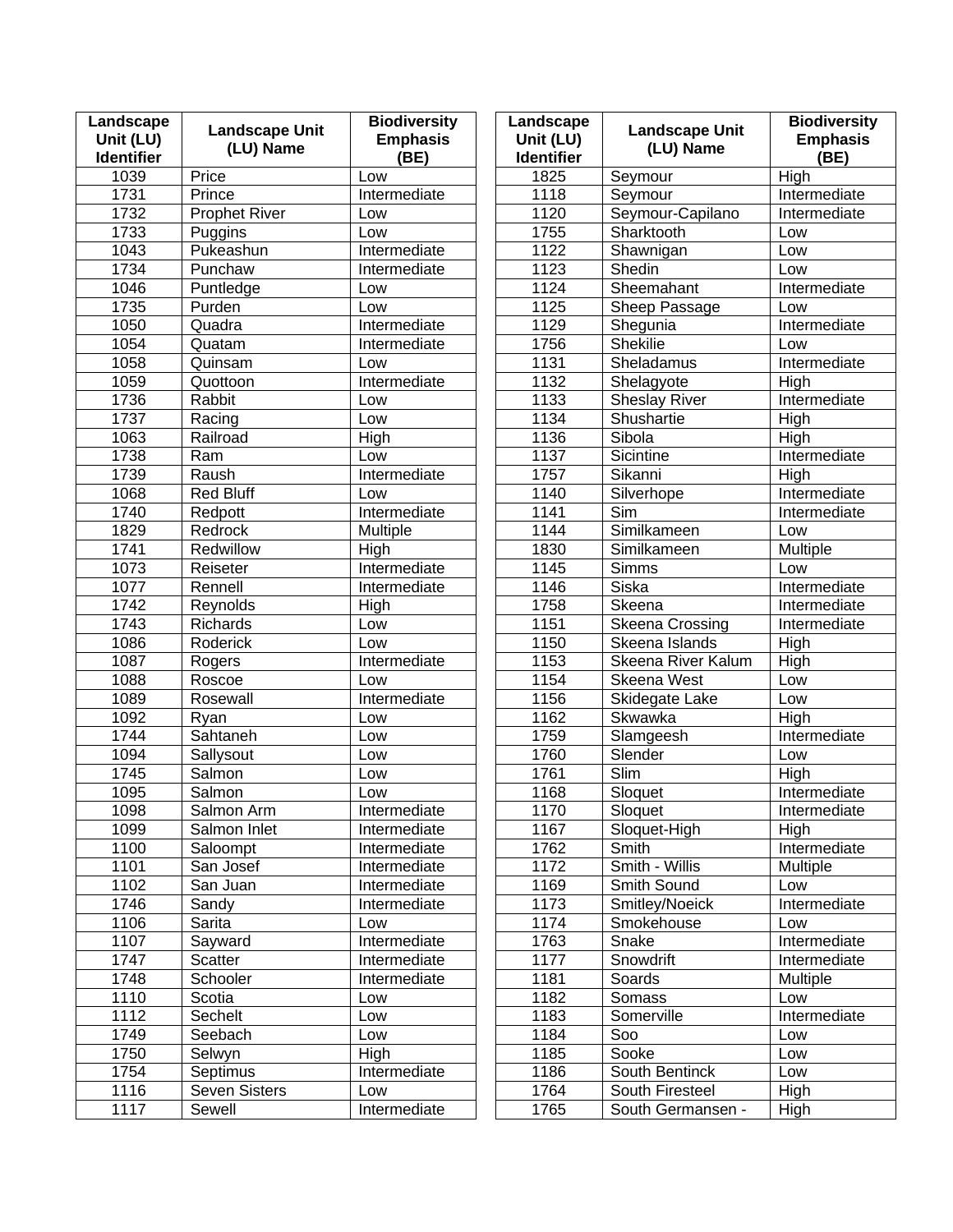| Landscape Unit (LU) Identifier | Landscape Unit (LU) Name | Biodiversity Emphasis (BE) |
|---|---|---|
| 1039 | Price | Low |
| 1731 | Prince | Intermediate |
| 1732 | Prophet River | Low |
| 1733 | Puggins | Low |
| 1043 | Pukeashun | Intermediate |
| 1734 | Punchaw | Intermediate |
| 1046 | Puntledge | Low |
| 1735 | Purden | Low |
| 1050 | Quadra | Intermediate |
| 1054 | Quatam | Intermediate |
| 1058 | Quinsam | Low |
| 1059 | Quottoon | Intermediate |
| 1736 | Rabbit | Low |
| 1737 | Racing | Low |
| 1063 | Railroad | High |
| 1738 | Ram | Low |
| 1739 | Raush | Intermediate |
| 1068 | Red Bluff | Low |
| 1740 | Redpott | Intermediate |
| 1829 | Redrock | Multiple |
| 1741 | Redwillow | High |
| 1073 | Reiseter | Intermediate |
| 1077 | Rennell | Intermediate |
| 1742 | Reynolds | High |
| 1743 | Richards | Low |
| 1086 | Roderick | Low |
| 1087 | Rogers | Intermediate |
| 1088 | Roscoe | Low |
| 1089 | Rosewall | Intermediate |
| 1092 | Ryan | Low |
| 1744 | Sahtaneh | Low |
| 1094 | Sallysout | Low |
| 1745 | Salmon | Low |
| 1095 | Salmon | Low |
| 1098 | Salmon Arm | Intermediate |
| 1099 | Salmon Inlet | Intermediate |
| 1100 | Saloompt | Intermediate |
| 1101 | San Josef | Intermediate |
| 1102 | San Juan | Intermediate |
| 1746 | Sandy | Intermediate |
| 1106 | Sarita | Low |
| 1107 | Sayward | Intermediate |
| 1747 | Scatter | Intermediate |
| 1748 | Schooler | Intermediate |
| 1110 | Scotia | Low |
| 1112 | Sechelt | Low |
| 1749 | Seebach | Low |
| 1750 | Selwyn | High |
| 1754 | Septimus | Intermediate |
| 1116 | Seven Sisters | Low |
| 1117 | Sewell | Intermediate |
| 1825 | Seymour | High |
| 1118 | Seymour | Intermediate |
| 1120 | Seymour-Capilano | Intermediate |
| 1755 | Sharktooth | Low |
| 1122 | Shawnigan | Low |
| 1123 | Shedin | Low |
| 1124 | Sheemahant | Intermediate |
| 1125 | Sheep Passage | Low |
| 1129 | Shegunia | Intermediate |
| 1756 | Shekilie | Low |
| 1131 | Sheladamus | Intermediate |
| 1132 | Shelagyote | High |
| 1133 | Sheslay River | Intermediate |
| 1134 | Shushartie | High |
| 1136 | Sibola | High |
| 1137 | Sicintine | Intermediate |
| 1757 | Sikanni | High |
| 1140 | Silverhope | Intermediate |
| 1141 | Sim | Intermediate |
| 1144 | Similkameen | Low |
| 1830 | Similkameen | Multiple |
| 1145 | Simms | Low |
| 1146 | Siska | Intermediate |
| 1758 | Skeena | Intermediate |
| 1151 | Skeena Crossing | Intermediate |
| 1150 | Skeena Islands | High |
| 1153 | Skeena River Kalum | High |
| 1154 | Skeena West | Low |
| 1156 | Skidegate Lake | Low |
| 1162 | Skwawka | High |
| 1759 | Slamgeesh | Intermediate |
| 1760 | Slender | Low |
| 1761 | Slim | High |
| 1168 | Sloquet | Intermediate |
| 1170 | Sloquet | Intermediate |
| 1167 | Sloquet-High | High |
| 1762 | Smith | Intermediate |
| 1172 | Smith - Willis | Multiple |
| 1169 | Smith Sound | Low |
| 1173 | Smitley/Noeick | Intermediate |
| 1174 | Smokehouse | Low |
| 1763 | Snake | Intermediate |
| 1177 | Snowdrift | Intermediate |
| 1181 | Soards | Multiple |
| 1182 | Somass | Low |
| 1183 | Somerville | Intermediate |
| 1184 | Soo | Low |
| 1185 | Sooke | Low |
| 1186 | South Bentinck | Low |
| 1764 | South Firesteel | High |
| 1765 | South Germansen - | High |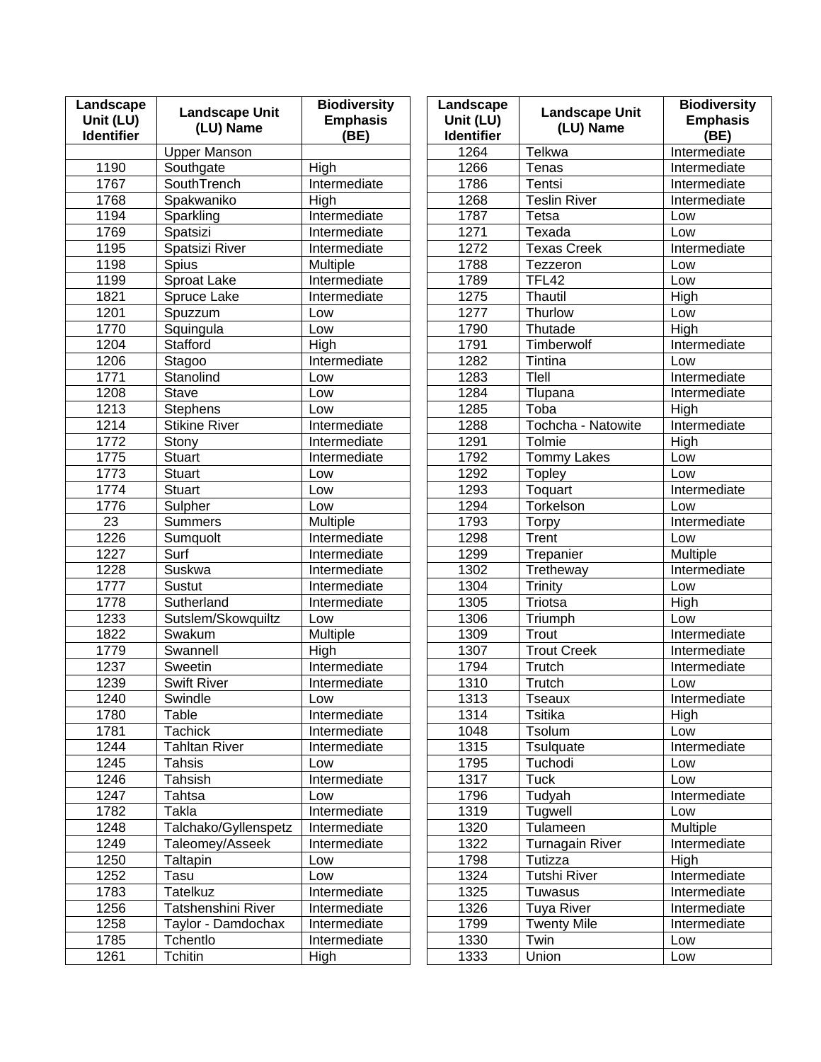| Landscape Unit (LU) Identifier | Landscape Unit (LU) Name | Biodiversity Emphasis (BE) |
|---|---|---|
| | Upper Manson | |
| 1190 | Southgate | High |
| 1767 | SouthTrench | Intermediate |
| 1768 | Spakwaniko | High |
| 1194 | Sparkling | Intermediate |
| 1769 | Spatsizi | Intermediate |
| 1195 | Spatsizi River | Intermediate |
| 1198 | Spius | Multiple |
| 1199 | Sproat Lake | Intermediate |
| 1821 | Spruce Lake | Intermediate |
| 1201 | Spuzzum | Low |
| 1770 | Squingula | Low |
| 1204 | Stafford | High |
| 1206 | Stagoo | Intermediate |
| 1771 | Stanolind | Low |
| 1208 | Stave | Low |
| 1213 | Stephens | Low |
| 1214 | Stikine River | Intermediate |
| 1772 | Stony | Intermediate |
| 1775 | Stuart | Intermediate |
| 1773 | Stuart | Low |
| 1774 | Stuart | Low |
| 1776 | Sulpher | Low |
| 23 | Summers | Multiple |
| 1226 | Sumquolt | Intermediate |
| 1227 | Surf | Intermediate |
| 1228 | Suskwa | Intermediate |
| 1777 | Sustut | Intermediate |
| 1778 | Sutherland | Intermediate |
| 1233 | Sutslem/Skowquiltz | Low |
| 1822 | Swakum | Multiple |
| 1779 | Swannell | High |
| 1237 | Sweetin | Intermediate |
| 1239 | Swift River | Intermediate |
| 1240 | Swindle | Low |
| 1780 | Table | Intermediate |
| 1781 | Tachick | Intermediate |
| 1244 | Tahltan River | Intermediate |
| 1245 | Tahsis | Low |
| 1246 | Tahsish | Intermediate |
| 1247 | Tahtsa | Low |
| 1782 | Takla | Intermediate |
| 1248 | Talchako/Gyllenspetz | Intermediate |
| 1249 | Taleomey/Asseek | Intermediate |
| 1250 | Taltapin | Low |
| 1252 | Tasu | Low |
| 1783 | Tatelkuz | Intermediate |
| 1256 | Tatshenshini River | Intermediate |
| 1258 | Taylor - Damdochax | Intermediate |
| 1785 | Tchentlo | Intermediate |
| 1261 | Tchitin | High |
| 1264 | Telkwa | Intermediate |
| 1266 | Tenas | Intermediate |
| 1786 | Tentsi | Intermediate |
| 1268 | Teslin River | Intermediate |
| 1787 | Tetsa | Low |
| 1271 | Texada | Low |
| 1272 | Texas Creek | Intermediate |
| 1788 | Tezzeron | Low |
| 1789 | TFL42 | Low |
| 1275 | Thautil | High |
| 1277 | Thurlow | Low |
| 1790 | Thutade | High |
| 1791 | Timberwolf | Intermediate |
| 1282 | Tintina | Low |
| 1283 | Tlell | Intermediate |
| 1284 | Tlupana | Intermediate |
| 1285 | Toba | High |
| 1288 | Tochcha - Natowite | Intermediate |
| 1291 | Tolmie | High |
| 1792 | Tommy Lakes | Low |
| 1292 | Topley | Low |
| 1293 | Toquart | Intermediate |
| 1294 | Torkelson | Low |
| 1793 | Torpy | Intermediate |
| 1298 | Trent | Low |
| 1299 | Trepanier | Multiple |
| 1302 | Tretheway | Intermediate |
| 1304 | Trinity | Low |
| 1305 | Triotsa | High |
| 1306 | Triumph | Low |
| 1309 | Trout | Intermediate |
| 1307 | Trout Creek | Intermediate |
| 1794 | Trutch | Intermediate |
| 1310 | Trutch | Low |
| 1313 | Tseaux | Intermediate |
| 1314 | Tsitika | High |
| 1048 | Tsolum | Low |
| 1315 | Tsulquate | Intermediate |
| 1795 | Tuchodi | Low |
| 1317 | Tuck | Low |
| 1796 | Tudyah | Intermediate |
| 1319 | Tugwell | Low |
| 1320 | Tulameen | Multiple |
| 1322 | Turnagain River | Intermediate |
| 1798 | Tutizza | High |
| 1324 | Tutshi River | Intermediate |
| 1325 | Tuwasus | Intermediate |
| 1326 | Tuya River | Intermediate |
| 1799 | Twenty Mile | Intermediate |
| 1330 | Twin | Low |
| 1333 | Union | Low |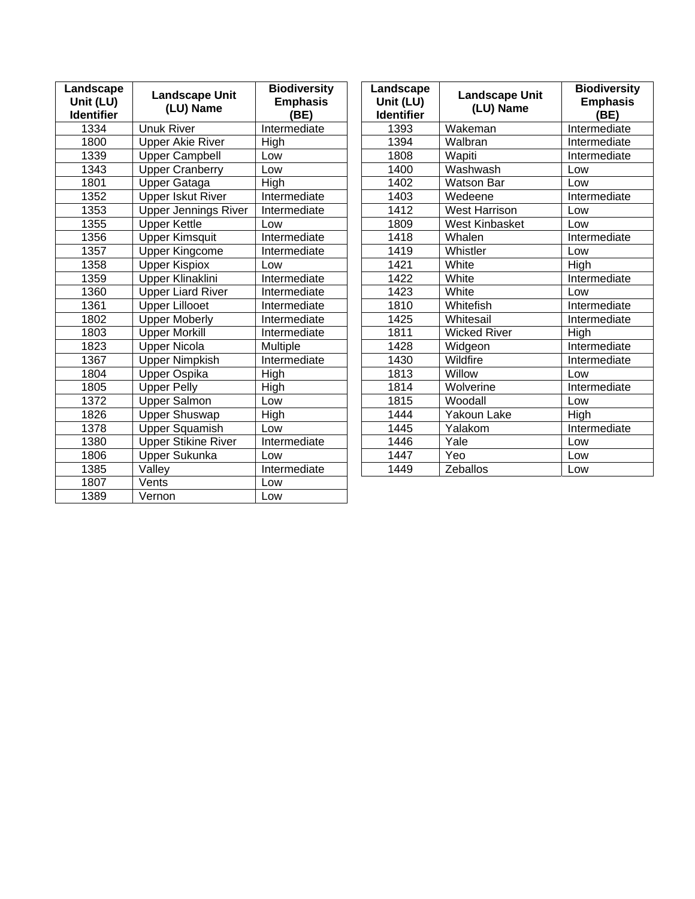| Landscape Unit (LU) Identifier | Landscape Unit (LU) Name | Biodiversity Emphasis (BE) |
|---|---|---|
| 1334 | Unuk River | Intermediate |
| 1800 | Upper Akie River | High |
| 1339 | Upper Campbell | Low |
| 1343 | Upper Cranberry | Low |
| 1801 | Upper Gataga | High |
| 1352 | Upper Iskut River | Intermediate |
| 1353 | Upper Jennings River | Intermediate |
| 1355 | Upper Kettle | Low |
| 1356 | Upper Kimsquit | Intermediate |
| 1357 | Upper Kingcome | Intermediate |
| 1358 | Upper Kispiox | Low |
| 1359 | Upper Klinaklini | Intermediate |
| 1360 | Upper Liard River | Intermediate |
| 1361 | Upper Lillooet | Intermediate |
| 1802 | Upper Moberly | Intermediate |
| 1803 | Upper Morkill | Intermediate |
| 1823 | Upper Nicola | Multiple |
| 1367 | Upper Nimpkish | Intermediate |
| 1804 | Upper Ospika | High |
| 1805 | Upper Pelly | High |
| 1372 | Upper Salmon | Low |
| 1826 | Upper Shuswap | High |
| 1378 | Upper Squamish | Low |
| 1380 | Upper Stikine River | Intermediate |
| 1806 | Upper Sukunka | Low |
| 1385 | Valley | Intermediate |
| 1807 | Vents | Low |
| 1389 | Vernon | Low |
| 1393 | Wakeman | Intermediate |
| 1394 | Walbran | Intermediate |
| 1808 | Wapiti | Intermediate |
| 1400 | Washwash | Low |
| 1402 | Watson Bar | Low |
| 1403 | Wedeene | Intermediate |
| 1412 | West Harrison | Low |
| 1809 | West Kinbasket | Low |
| 1418 | Whalen | Intermediate |
| 1419 | Whistler | Low |
| 1421 | White | High |
| 1422 | White | Intermediate |
| 1423 | White | Low |
| 1810 | Whitefish | Intermediate |
| 1425 | Whitesail | Intermediate |
| 1811 | Wicked River | High |
| 1428 | Widgeon | Intermediate |
| 1430 | Wildfire | Intermediate |
| 1813 | Willow | Low |
| 1814 | Wolverine | Intermediate |
| 1815 | Woodall | Low |
| 1444 | Yakoun Lake | High |
| 1445 | Yalakom | Intermediate |
| 1446 | Yale | Low |
| 1447 | Yeo | Low |
| 1449 | Zeballos | Low |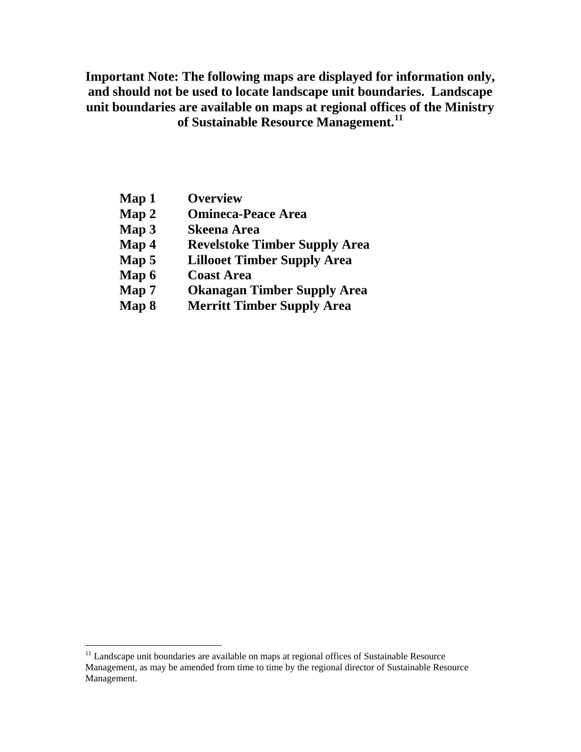**Important Note: The following maps are displayed for information only, and should not be used to locate landscape unit boundaries. Landscape unit boundaries are available on maps at regional offices of the Ministry of Sustainable Resource Management.**[11]

| | |
|---|---|
| **Map 1** | **Overview** |
| **Map 2** | **Omineca-Peace Area** |
| **Map 3** | **Skeena Area** |
| **Map 4** | **Revelstoke Timber Supply Area** |
| **Map 5** | **Lillooet Timber Supply Area** |
| **Map 6** | **Coast Area** |
| **Map 7** | **Okanagan Timber Supply Area** |
| **Map 8** | **Merritt Timber Supply Area** |

---

[11] Landscape unit boundaries are available on maps at regional offices of Sustainable Resource Management, as may be amended from time to time by the regional director of Sustainable Resource Management.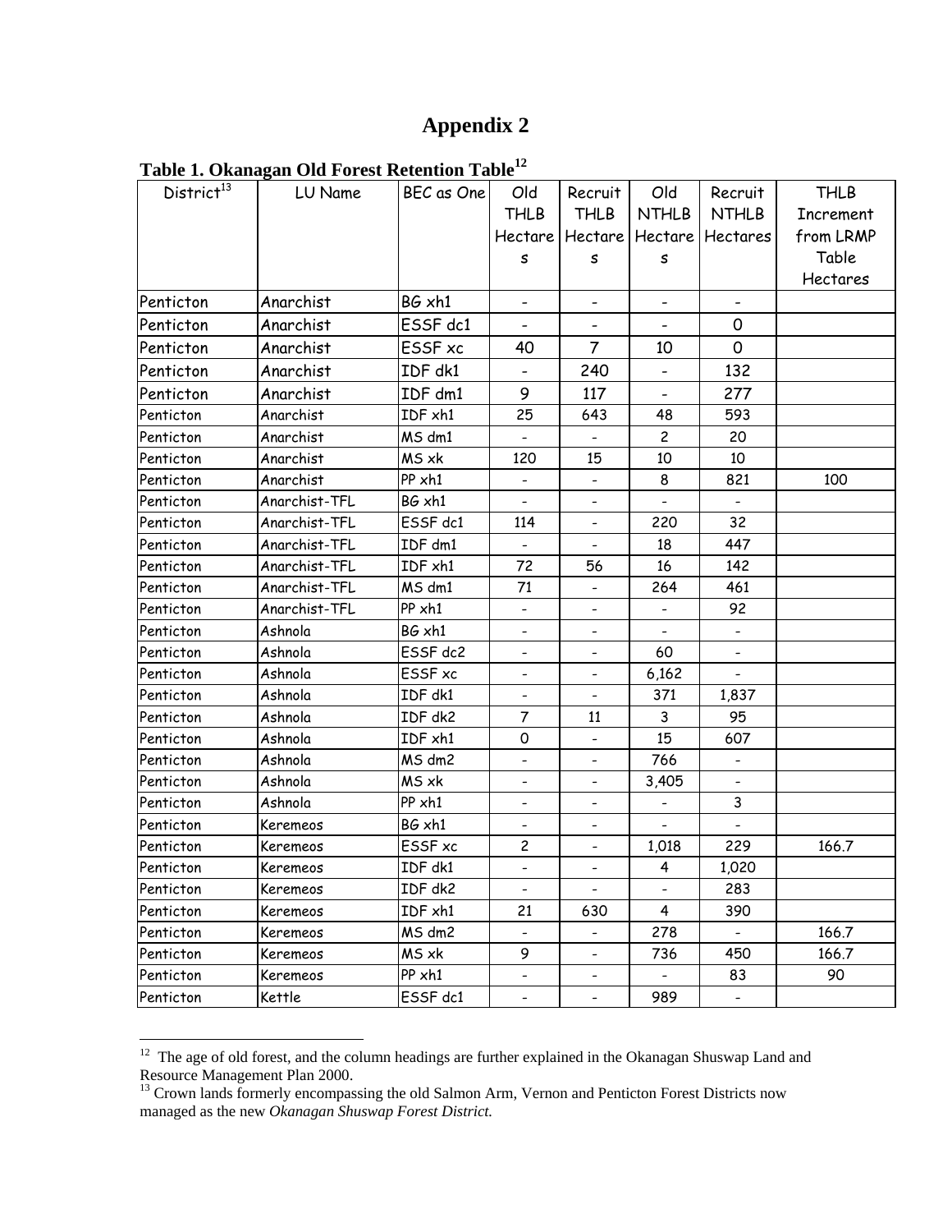# Appendix 2

**Table 1. Okanagan Old Forest Retention Table[12]**

| District[13] | LU Name | BEC as One | Old THLB Hectares | Recruit THLB Hectares | Old NTHLB Hectares | Recruit NTHLB Hectares | THLB Increment from LRMP Table Hectares |
|---|---|---|---|---|---|---|---|
| Penticton | Anarchist | BG xh1 | - | - | - | - | |
| Penticton | Anarchist | ESSF dc1 | - | - | - | 0 | |
| Penticton | Anarchist | ESSF xc | 40 | 7 | 10 | 0 | |
| Penticton | Anarchist | IDF dk1 | - | 240 | - | 132 | |
| Penticton | Anarchist | IDF dm1 | 9 | 117 | - | 277 | |
| Penticton | Anarchist | IDF xh1 | 25 | 643 | 48 | 593 | |
| Penticton | Anarchist | MS dm1 | - | - | 2 | 20 | |
| Penticton | Anarchist | MS xk | 120 | 15 | 10 | 10 | |
| Penticton | Anarchist | PP xh1 | - | - | 8 | 821 | 100 |
| Penticton | Anarchist-TFL | BG xh1 | - | - | - | - | |
| Penticton | Anarchist-TFL | ESSF dc1 | 114 | - | 220 | 32 | |
| Penticton | Anarchist-TFL | IDF dm1 | - | - | 18 | 447 | |
| Penticton | Anarchist-TFL | IDF xh1 | 72 | 56 | 16 | 142 | |
| Penticton | Anarchist-TFL | MS dm1 | 71 | - | 264 | 461 | |
| Penticton | Anarchist-TFL | PP xh1 | - | - | - | 92 | |
| Penticton | Ashnola | BG xh1 | - | - | - | - | |
| Penticton | Ashnola | ESSF dc2 | - | - | 60 | - | |
| Penticton | Ashnola | ESSF xc | - | - | 6,162 | - | |
| Penticton | Ashnola | IDF dk1 | - | - | 371 | 1,837 | |
| Penticton | Ashnola | IDF dk2 | 7 | 11 | 3 | 95 | |
| Penticton | Ashnola | IDF xh1 | 0 | - | 15 | 607 | |
| Penticton | Ashnola | MS dm2 | - | - | 766 | - | |
| Penticton | Ashnola | MS xk | - | - | 3,405 | - | |
| Penticton | Ashnola | PP xh1 | - | - | - | 3 | |
| Penticton | Keremeos | BG xh1 | - | - | - | - | |
| Penticton | Keremeos | ESSF xc | 2 | - | 1,018 | 229 | 166.7 |
| Penticton | Keremeos | IDF dk1 | - | - | 4 | 1,020 | |
| Penticton | Keremeos | IDF dk2 | - | - | - | 283 | |
| Penticton | Keremeos | IDF xh1 | 21 | 630 | 4 | 390 | |
| Penticton | Keremeos | MS dm2 | - | - | 278 | - | 166.7 |
| Penticton | Keremeos | MS xk | 9 | - | 736 | 450 | 166.7 |
| Penticton | Keremeos | PP xh1 | - | - | - | 83 | 90 |
| Penticton | Kettle | ESSF dc1 | - | - | 989 | - | |

[12] The age of old forest, and the column headings are further explained in the Okanagan Shuswap Land and Resource Management Plan 2000.

[13] Crown lands formerly encompassing the old Salmon Arm, Vernon and Penticton Forest Districts now managed as the new *Okanagan Shuswap Forest District.*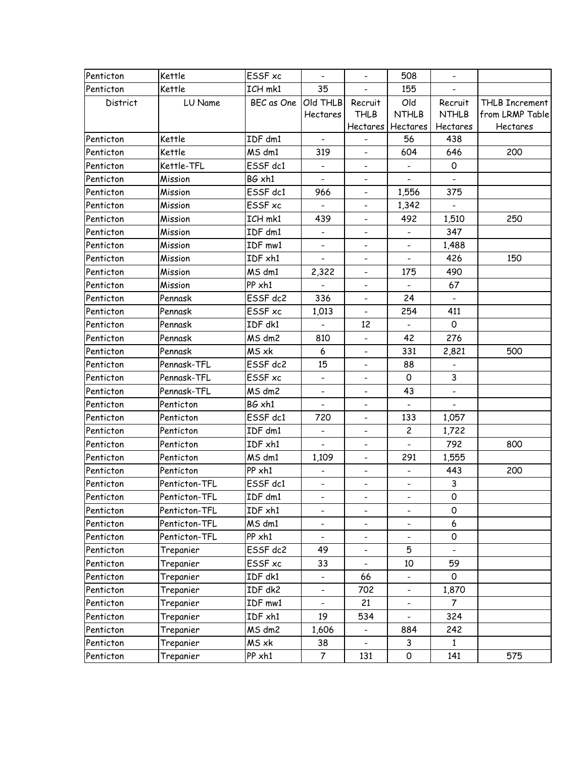| Penticton | Kettle | ESSF xc | - | - | 508 | - | |
|---|---|---|---|---|---|---|---|
| Penticton | Kettle | ICH mk1 | 35 | - | 155 | - | |
| District | LU Name | BEC as One | Old THLB Hectares | Recruit THLB Hectares | Old NTHLB Hectares | Recruit NTHLB Hectares | THLB Increment from LRMP Table Hectares |
| Penticton | Kettle | IDF dm1 | - | - | 56 | 438 | |
| Penticton | Kettle | MS dm1 | 319 | - | 604 | 646 | 200 |
| Penticton | Kettle-TFL | ESSF dc1 | - | - | - | 0 | |
| Penticton | Mission | BG xh1 | - | - | - | - | |
| Penticton | Mission | ESSF dc1 | 966 | - | 1,556 | 375 | |
| Penticton | Mission | ESSF xc | - | - | 1,342 | - | |
| Penticton | Mission | ICH mk1 | 439 | - | 492 | 1,510 | 250 |
| Penticton | Mission | IDF dm1 | - | - | - | 347 | |
| Penticton | Mission | IDF mw1 | - | - | - | 1,488 | |
| Penticton | Mission | IDF xh1 | - | - | - | 426 | 150 |
| Penticton | Mission | MS dm1 | 2,322 | - | 175 | 490 | |
| Penticton | Mission | PP xh1 | - | - | - | 67 | |
| Penticton | Pennask | ESSF dc2 | 336 | - | 24 | - | |
| Penticton | Pennask | ESSF xc | 1,013 | - | 254 | 411 | |
| Penticton | Pennask | IDF dk1 | - | 12 | - | 0 | |
| Penticton | Pennask | MS dm2 | 810 | - | 42 | 276 | |
| Penticton | Pennask | MS xk | 6 | - | 331 | 2,821 | 500 |
| Penticton | Pennask-TFL | ESSF dc2 | 15 | - | 88 | - | |
| Penticton | Pennask-TFL | ESSF xc | - | - | 0 | 3 | |
| Penticton | Pennask-TFL | MS dm2 | - | - | 43 | - | |
| Penticton | Penticton | BG xh1 | - | - | - | - | |
| Penticton | Penticton | ESSF dc1 | 720 | - | 133 | 1,057 | |
| Penticton | Penticton | IDF dm1 | - | - | 2 | 1,722 | |
| Penticton | Penticton | IDF xh1 | - | - | - | 792 | 800 |
| Penticton | Penticton | MS dm1 | 1,109 | - | 291 | 1,555 | |
| Penticton | Penticton | PP xh1 | - | - | - | 443 | 200 |
| Penticton | Penticton-TFL | ESSF dc1 | - | - | - | 3 | |
| Penticton | Penticton-TFL | IDF dm1 | - | - | - | 0 | |
| Penticton | Penticton-TFL | IDF xh1 | - | - | - | 0 | |
| Penticton | Penticton-TFL | MS dm1 | - | - | - | 6 | |
| Penticton | Penticton-TFL | PP xh1 | - | - | - | 0 | |
| Penticton | Trepanier | ESSF dc2 | 49 | - | 5 | - | |
| Penticton | Trepanier | ESSF xc | 33 | - | 10 | 59 | |
| Penticton | Trepanier | IDF dk1 | - | 66 | - | 0 | |
| Penticton | Trepanier | IDF dk2 | - | 702 | - | 1,870 | |
| Penticton | Trepanier | IDF mw1 | - | 21 | - | 7 | |
| Penticton | Trepanier | IDF xh1 | 19 | 534 | - | 324 | |
| Penticton | Trepanier | MS dm2 | 1,606 | - | 884 | 242 | |
| Penticton | Trepanier | MS xk | 38 | - | 3 | 1 | |
| Penticton | Trepanier | PP xh1 | 7 | 131 | 0 | 141 | 575 |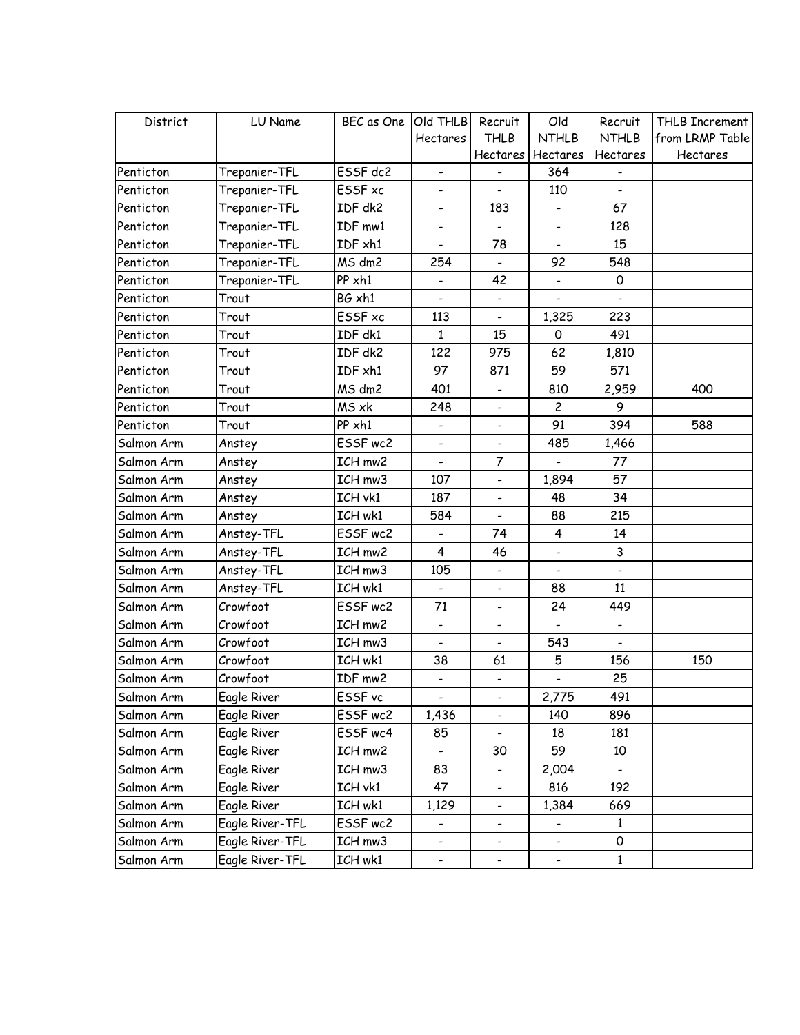| District | LU Name | BEC as One | Old THLB Hectares | Recruit THLB Hectares | Old NTHLB Hectares | Recruit NTHLB Hectares | THLB Increment from LRMP Table Hectares |
|---|---|---|---|---|---|---|---|
| Penticton | Trepanier-TFL | ESSF dc2 | - | - | 364 | - | |
| Penticton | Trepanier-TFL | ESSF xc | - | - | 110 | - | |
| Penticton | Trepanier-TFL | IDF dk2 | - | 183 | - | 67 | |
| Penticton | Trepanier-TFL | IDF mw1 | - | - | - | 128 | |
| Penticton | Trepanier-TFL | IDF xh1 | - | 78 | - | 15 | |
| Penticton | Trepanier-TFL | MS dm2 | 254 | - | 92 | 548 | |
| Penticton | Trepanier-TFL | PP xh1 | - | 42 | - | 0 | |
| Penticton | Trout | BG xh1 | - | - | - | - | |
| Penticton | Trout | ESSF xc | 113 | - | 1,325 | 223 | |
| Penticton | Trout | IDF dk1 | 1 | 15 | 0 | 491 | |
| Penticton | Trout | IDF dk2 | 122 | 975 | 62 | 1,810 | |
| Penticton | Trout | IDF xh1 | 97 | 871 | 59 | 571 | |
| Penticton | Trout | MS dm2 | 401 | - | 810 | 2,959 | 400 |
| Penticton | Trout | MS xk | 248 | - | 2 | 9 | |
| Penticton | Trout | PP xh1 | - | - | 91 | 394 | 588 |
| Salmon Arm | Anstey | ESSF wc2 | - | - | 485 | 1,466 | |
| Salmon Arm | Anstey | ICH mw2 | - | 7 | - | 77 | |
| Salmon Arm | Anstey | ICH mw3 | 107 | - | 1,894 | 57 | |
| Salmon Arm | Anstey | ICH vk1 | 187 | - | 48 | 34 | |
| Salmon Arm | Anstey | ICH wk1 | 584 | - | 88 | 215 | |
| Salmon Arm | Anstey-TFL | ESSF wc2 | - | 74 | 4 | 14 | |
| Salmon Arm | Anstey-TFL | ICH mw2 | 4 | 46 | - | 3 | |
| Salmon Arm | Anstey-TFL | ICH mw3 | 105 | - | - | - | |
| Salmon Arm | Anstey-TFL | ICH wk1 | - | - | 88 | 11 | |
| Salmon Arm | Crowfoot | ESSF wc2 | 71 | - | 24 | 449 | |
| Salmon Arm | Crowfoot | ICH mw2 | - | - | - | - | |
| Salmon Arm | Crowfoot | ICH mw3 | - | - | 543 | - | |
| Salmon Arm | Crowfoot | ICH wk1 | 38 | 61 | 5 | 156 | 150 |
| Salmon Arm | Crowfoot | IDF mw2 | - | - | - | 25 | |
| Salmon Arm | Eagle River | ESSF vc | - | - | 2,775 | 491 | |
| Salmon Arm | Eagle River | ESSF wc2 | 1,436 | - | 140 | 896 | |
| Salmon Arm | Eagle River | ESSF wc4 | 85 | - | 18 | 181 | |
| Salmon Arm | Eagle River | ICH mw2 | - | 30 | 59 | 10 | |
| Salmon Arm | Eagle River | ICH mw3 | 83 | - | 2,004 | - | |
| Salmon Arm | Eagle River | ICH vk1 | 47 | - | 816 | 192 | |
| Salmon Arm | Eagle River | ICH wk1 | 1,129 | - | 1,384 | 669 | |
| Salmon Arm | Eagle River-TFL | ESSF wc2 | - | - | - | 1 | |
| Salmon Arm | Eagle River-TFL | ICH mw3 | - | - | - | 0 | |
| Salmon Arm | Eagle River-TFL | ICH wk1 | - | - | - | 1 | |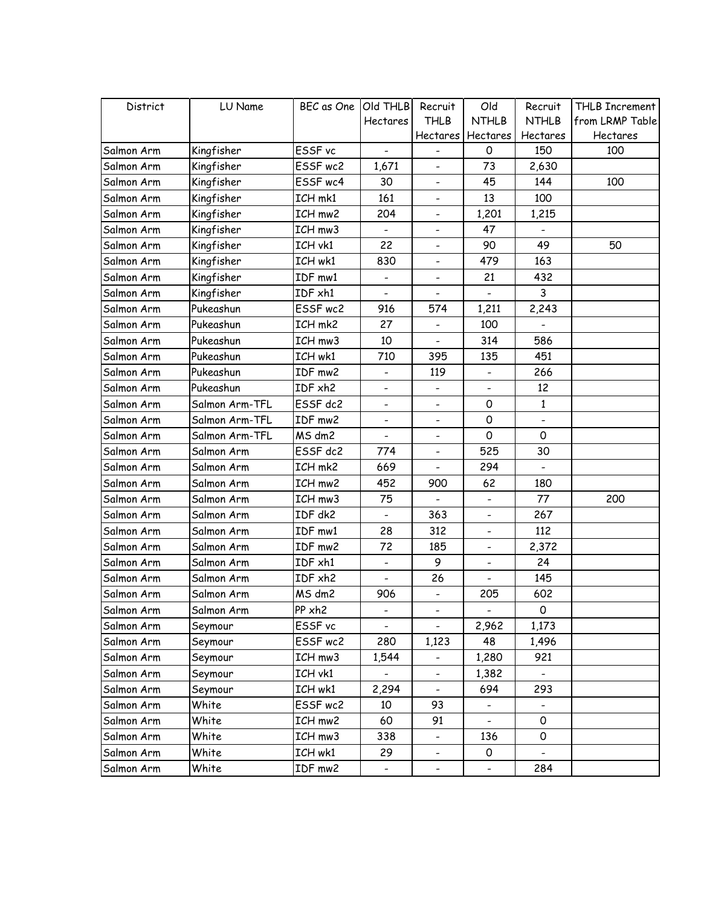| District | LU Name | BEC as One | Old THLB Hectares | Recruit THLB Hectares | Old NTHLB Hectares | Recruit NTHLB Hectares | THLB Increment from LRMP Table Hectares |
|---|---|---|---|---|---|---|---|
| Salmon Arm | Kingfisher | ESSF vc | - | - | 0 | 150 | 100 |
| Salmon Arm | Kingfisher | ESSF wc2 | 1,671 | - | 73 | 2,630 | |
| Salmon Arm | Kingfisher | ESSF wc4 | 30 | - | 45 | 144 | 100 |
| Salmon Arm | Kingfisher | ICH mk1 | 161 | - | 13 | 100 | |
| Salmon Arm | Kingfisher | ICH mw2 | 204 | - | 1,201 | 1,215 | |
| Salmon Arm | Kingfisher | ICH mw3 | - | - | 47 | - | |
| Salmon Arm | Kingfisher | ICH vk1 | 22 | - | 90 | 49 | 50 |
| Salmon Arm | Kingfisher | ICH wk1 | 830 | - | 479 | 163 | |
| Salmon Arm | Kingfisher | IDF mw1 | - | - | 21 | 432 | |
| Salmon Arm | Kingfisher | IDF xh1 | - | - | - | 3 | |
| Salmon Arm | Pukeashun | ESSF wc2 | 916 | 574 | 1,211 | 2,243 | |
| Salmon Arm | Pukeashun | ICH mk2 | 27 | - | 100 | - | |
| Salmon Arm | Pukeashun | ICH mw3 | 10 | - | 314 | 586 | |
| Salmon Arm | Pukeashun | ICH wk1 | 710 | 395 | 135 | 451 | |
| Salmon Arm | Pukeashun | IDF mw2 | - | 119 | - | 266 | |
| Salmon Arm | Pukeashun | IDF xh2 | - | - | - | 12 | |
| Salmon Arm | Salmon Arm-TFL | ESSF dc2 | - | - | 0 | 1 | |
| Salmon Arm | Salmon Arm-TFL | IDF mw2 | - | - | 0 | - | |
| Salmon Arm | Salmon Arm-TFL | MS dm2 | - | - | 0 | 0 | |
| Salmon Arm | Salmon Arm | ESSF dc2 | 774 | - | 525 | 30 | |
| Salmon Arm | Salmon Arm | ICH mk2 | 669 | - | 294 | - | |
| Salmon Arm | Salmon Arm | ICH mw2 | 452 | 900 | 62 | 180 | |
| Salmon Arm | Salmon Arm | ICH mw3 | 75 | - | - | 77 | 200 |
| Salmon Arm | Salmon Arm | IDF dk2 | - | 363 | - | 267 | |
| Salmon Arm | Salmon Arm | IDF mw1 | 28 | 312 | - | 112 | |
| Salmon Arm | Salmon Arm | IDF mw2 | 72 | 185 | - | 2,372 | |
| Salmon Arm | Salmon Arm | IDF xh1 | - | 9 | - | 24 | |
| Salmon Arm | Salmon Arm | IDF xh2 | - | 26 | - | 145 | |
| Salmon Arm | Salmon Arm | MS dm2 | 906 | - | 205 | 602 | |
| Salmon Arm | Salmon Arm | PP xh2 | - | - | - | 0 | |
| Salmon Arm | Seymour | ESSF vc | - | - | 2,962 | 1,173 | |
| Salmon Arm | Seymour | ESSF wc2 | 280 | 1,123 | 48 | 1,496 | |
| Salmon Arm | Seymour | ICH mw3 | 1,544 | - | 1,280 | 921 | |
| Salmon Arm | Seymour | ICH vk1 | - | - | 1,382 | - | |
| Salmon Arm | Seymour | ICH wk1 | 2,294 | - | 694 | 293 | |
| Salmon Arm | White | ESSF wc2 | 10 | 93 | - | - | |
| Salmon Arm | White | ICH mw2 | 60 | 91 | - | 0 | |
| Salmon Arm | White | ICH mw3 | 338 | - | 136 | 0 | |
| Salmon Arm | White | ICH wk1 | 29 | - | 0 | - | |
| Salmon Arm | White | IDF mw2 | - | - | - | 284 | |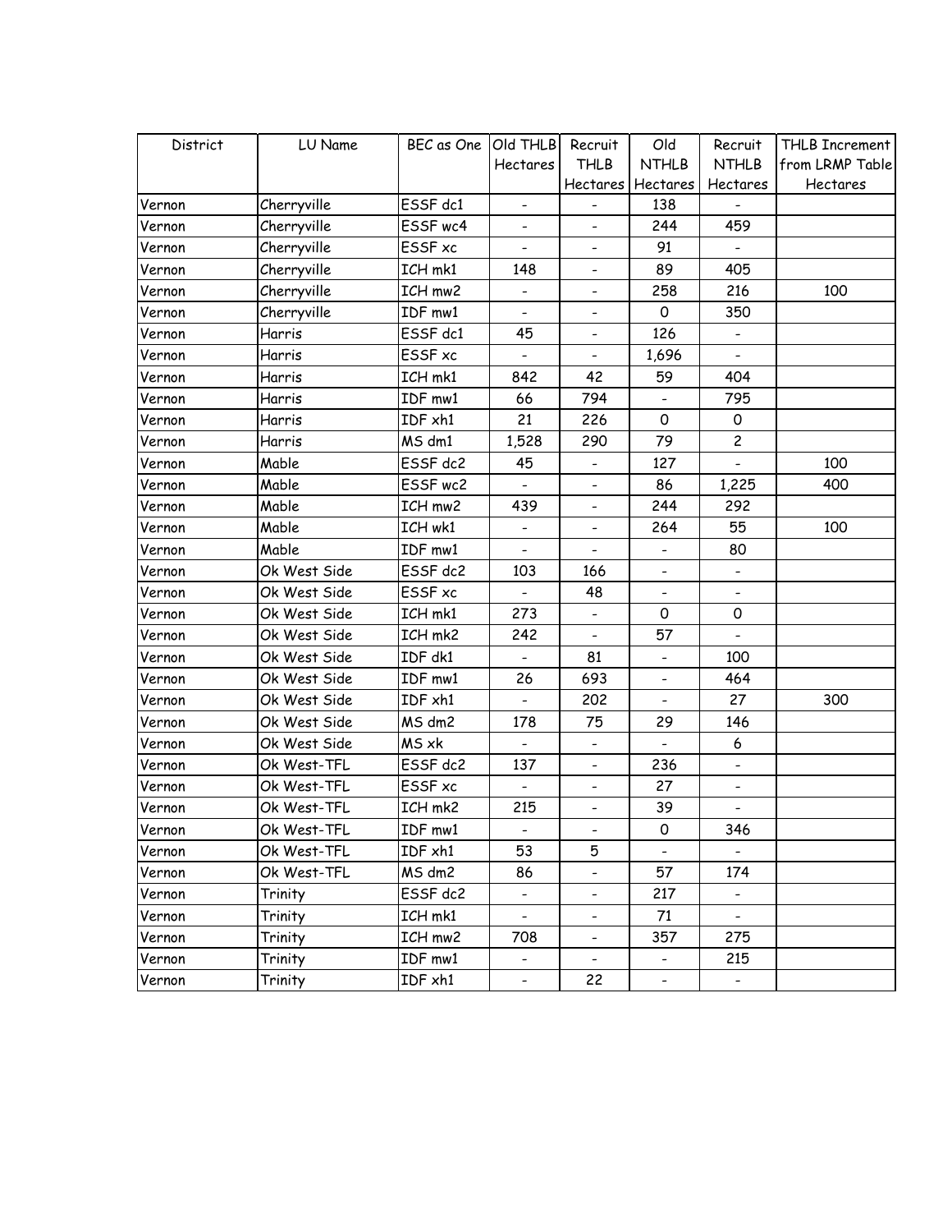| District | LU Name | BEC as One | Old THLB Hectares | Recruit THLB Hectares | Old NTHLB Hectares | Recruit NTHLB Hectares | THLB Increment from LRMP Table Hectares |
|---|---|---|---|---|---|---|---|
| Vernon | Cherryville | ESSF dc1 | - | - | 138 | - | |
| Vernon | Cherryville | ESSF wc4 | - | - | 244 | 459 | |
| Vernon | Cherryville | ESSF xc | - | - | 91 | - | |
| Vernon | Cherryville | ICH mk1 | 148 | - | 89 | 405 | |
| Vernon | Cherryville | ICH mw2 | - | - | 258 | 216 | 100 |
| Vernon | Cherryville | IDF mw1 | - | - | 0 | 350 | |
| Vernon | Harris | ESSF dc1 | 45 | - | 126 | - | |
| Vernon | Harris | ESSF xc | - | - | 1,696 | - | |
| Vernon | Harris | ICH mk1 | 842 | 42 | 59 | 404 | |
| Vernon | Harris | IDF mw1 | 66 | 794 | - | 795 | |
| Vernon | Harris | IDF xh1 | 21 | 226 | 0 | 0 | |
| Vernon | Harris | MS dm1 | 1,528 | 290 | 79 | 2 | |
| Vernon | Mable | ESSF dc2 | 45 | - | 127 | - | 100 |
| Vernon | Mable | ESSF wc2 | - | - | 86 | 1,225 | 400 |
| Vernon | Mable | ICH mw2 | 439 | - | 244 | 292 | |
| Vernon | Mable | ICH wk1 | - | - | 264 | 55 | 100 |
| Vernon | Mable | IDF mw1 | - | - | - | 80 | |
| Vernon | Ok West Side | ESSF dc2 | 103 | 166 | - | - | |
| Vernon | Ok West Side | ESSF xc | - | 48 | - | - | |
| Vernon | Ok West Side | ICH mk1 | 273 | - | 0 | 0 | |
| Vernon | Ok West Side | ICH mk2 | 242 | - | 57 | - | |
| Vernon | Ok West Side | IDF dk1 | - | 81 | - | 100 | |
| Vernon | Ok West Side | IDF mw1 | 26 | 693 | - | 464 | |
| Vernon | Ok West Side | IDF xh1 | - | 202 | - | 27 | 300 |
| Vernon | Ok West Side | MS dm2 | 178 | 75 | 29 | 146 | |
| Vernon | Ok West Side | MS xk | - | - | - | 6 | |
| Vernon | Ok West-TFL | ESSF dc2 | 137 | - | 236 | - | |
| Vernon | Ok West-TFL | ESSF xc | - | - | 27 | - | |
| Vernon | Ok West-TFL | ICH mk2 | 215 | - | 39 | - | |
| Vernon | Ok West-TFL | IDF mw1 | - | - | 0 | 346 | |
| Vernon | Ok West-TFL | IDF xh1 | 53 | 5 | - | - | |
| Vernon | Ok West-TFL | MS dm2 | 86 | - | 57 | 174 | |
| Vernon | Trinity | ESSF dc2 | - | - | 217 | - | |
| Vernon | Trinity | ICH mk1 | - | - | 71 | - | |
| Vernon | Trinity | ICH mw2 | 708 | - | 357 | 275 | |
| Vernon | Trinity | IDF mw1 | - | - | - | 215 | |
| Vernon | Trinity | IDF xh1 | - | 22 | - | - | |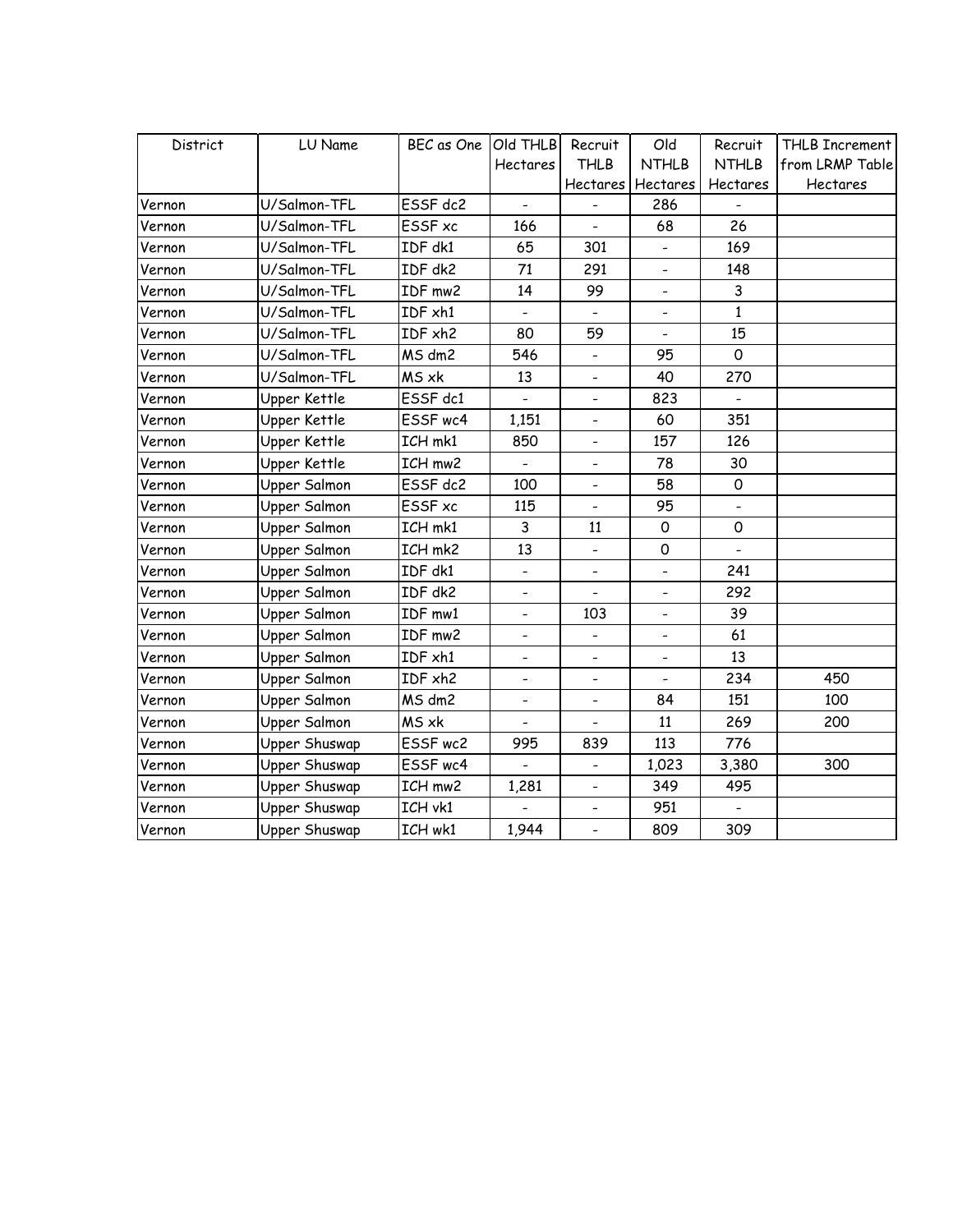| District | LU Name | BEC as One | Old THLB Hectares | Recruit THLB Hectares | Old NTHLB Hectares | Recruit NTHLB Hectares | THLB Increment from LRMP Table Hectares |
|---|---|---|---|---|---|---|---|
| Vernon | U/Salmon-TFL | ESSF dc2 | - | - | 286 | - | |
| Vernon | U/Salmon-TFL | ESSF xc | 166 | - | 68 | 26 | |
| Vernon | U/Salmon-TFL | IDF dk1 | 65 | 301 | - | 169 | |
| Vernon | U/Salmon-TFL | IDF dk2 | 71 | 291 | - | 148 | |
| Vernon | U/Salmon-TFL | IDF mw2 | 14 | 99 | - | 3 | |
| Vernon | U/Salmon-TFL | IDF xh1 | - | - | - | 1 | |
| Vernon | U/Salmon-TFL | IDF xh2 | 80 | 59 | - | 15 | |
| Vernon | U/Salmon-TFL | MS dm2 | 546 | - | 95 | 0 | |
| Vernon | U/Salmon-TFL | MS xk | 13 | - | 40 | 270 | |
| Vernon | Upper Kettle | ESSF dc1 | - | - | 823 | - | |
| Vernon | Upper Kettle | ESSF wc4 | 1,151 | - | 60 | 351 | |
| Vernon | Upper Kettle | ICH mk1 | 850 | - | 157 | 126 | |
| Vernon | Upper Kettle | ICH mw2 | - | - | 78 | 30 | |
| Vernon | Upper Salmon | ESSF dc2 | 100 | - | 58 | 0 | |
| Vernon | Upper Salmon | ESSF xc | 115 | - | 95 | - | |
| Vernon | Upper Salmon | ICH mk1 | 3 | 11 | 0 | 0 | |
| Vernon | Upper Salmon | ICH mk2 | 13 | - | 0 | - | |
| Vernon | Upper Salmon | IDF dk1 | - | - | - | 241 | |
| Vernon | Upper Salmon | IDF dk2 | - | - | - | 292 | |
| Vernon | Upper Salmon | IDF mw1 | - | 103 | - | 39 | |
| Vernon | Upper Salmon | IDF mw2 | - | - | - | 61 | |
| Vernon | Upper Salmon | IDF xh1 | - | - | - | 13 | |
| Vernon | Upper Salmon | IDF xh2 | - | - | - | 234 | 450 |
| Vernon | Upper Salmon | MS dm2 | - | - | 84 | 151 | 100 |
| Vernon | Upper Salmon | MS xk | - | - | 11 | 269 | 200 |
| Vernon | Upper Shuswap | ESSF wc2 | 995 | 839 | 113 | 776 | |
| Vernon | Upper Shuswap | ESSF wc4 | - | - | 1,023 | 3,380 | 300 |
| Vernon | Upper Shuswap | ICH mw2 | 1,281 | - | 349 | 495 | |
| Vernon | Upper Shuswap | ICH vk1 | - | - | 951 | - | |
| Vernon | Upper Shuswap | ICH wk1 | 1,944 | - | 809 | 309 | |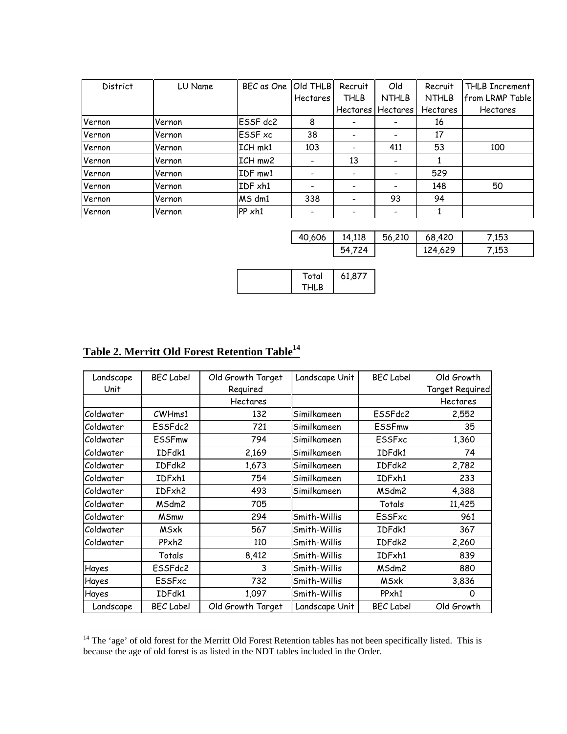| District | LU Name | BEC as One | Old THLB Hectares | Recruit THLB Hectares | Old NTHLB Hectares | Recruit NTHLB Hectares | THLB Increment from LRMP Table Hectares |
|---|---|---|---|---|---|---|---|
| Vernon | Vernon | ESSF dc2 | 8 | - | - | 16 | |
| Vernon | Vernon | ESSF xc | 38 | - | - | 17 | |
| Vernon | Vernon | ICH mk1 | 103 | - | 411 | 53 | 100 |
| Vernon | Vernon | ICH mw2 | - | 13 | - | 1 | |
| Vernon | Vernon | IDF mw1 | - | - | - | 529 | |
| Vernon | Vernon | IDF xh1 | - | - | - | 148 | 50 |
| Vernon | Vernon | MS dm1 | 338 | - | 93 | 94 | |
| Vernon | Vernon | PP xh1 | - | - | - | 1 | |

| Old THLB | Recruit THLB | Old NTHLB | Recruit NTHLB | THLB Increment |
|---|---|---|---|---|
| 40,606 | 14,118 | 56,210 | 68,420 | 7,153 |
| | 54,724 | | 124,629 | 7,153 |

| | | |
|---|---|---|
| | Total THLB | 61,877 |

## Table 2. Merritt Old Forest Retention Table[14]

| Landscape Unit | BEC Label | Old Growth Target Required | Landscape Unit | BEC Label | Old Growth Target Required |
|---|---|---|---|---|---|
| | | Hectares | | | Hectares |
| Coldwater | CWHms1 | 132 | Similkameen | ESSFdc2 | 2,552 |
| Coldwater | ESSFdc2 | 721 | Similkameen | ESSFmw | 35 |
| Coldwater | ESSFmw | 794 | Similkameen | ESSFxc | 1,360 |
| Coldwater | IDFdk1 | 2,169 | Similkameen | IDFdk1 | 74 |
| Coldwater | IDFdk2 | 1,673 | Similkameen | IDFdk2 | 2,782 |
| Coldwater | IDFxh1 | 754 | Similkameen | IDFxh1 | 233 |
| Coldwater | IDFxh2 | 493 | Similkameen | MSdm2 | 4,388 |
| Coldwater | MSdm2 | 705 | | Totals | 11,425 |
| Coldwater | MSmw | 294 | Smith-Willis | ESSFxc | 961 |
| Coldwater | MSxk | 567 | Smith-Willis | IDFdk1 | 367 |
| Coldwater | PPxh2 | 110 | Smith-Willis | IDFdk2 | 2,260 |
| | Totals | 8,412 | Smith-Willis | IDFxh1 | 839 |
| Hayes | ESSFdc2 | 3 | Smith-Willis | MSdm2 | 880 |
| Hayes | ESSFxc | 732 | Smith-Willis | MSxk | 3,836 |
| Hayes | IDFdk1 | 1,097 | Smith-Willis | PPxh1 | 0 |
| Landscape | BEC Label | Old Growth Target | Landscape Unit | BEC Label | Old Growth |

[14] The 'age' of old forest for the Merritt Old Forest Retention tables has not been specifically listed. This is because the age of old forest is as listed in the NDT tables included in the Order.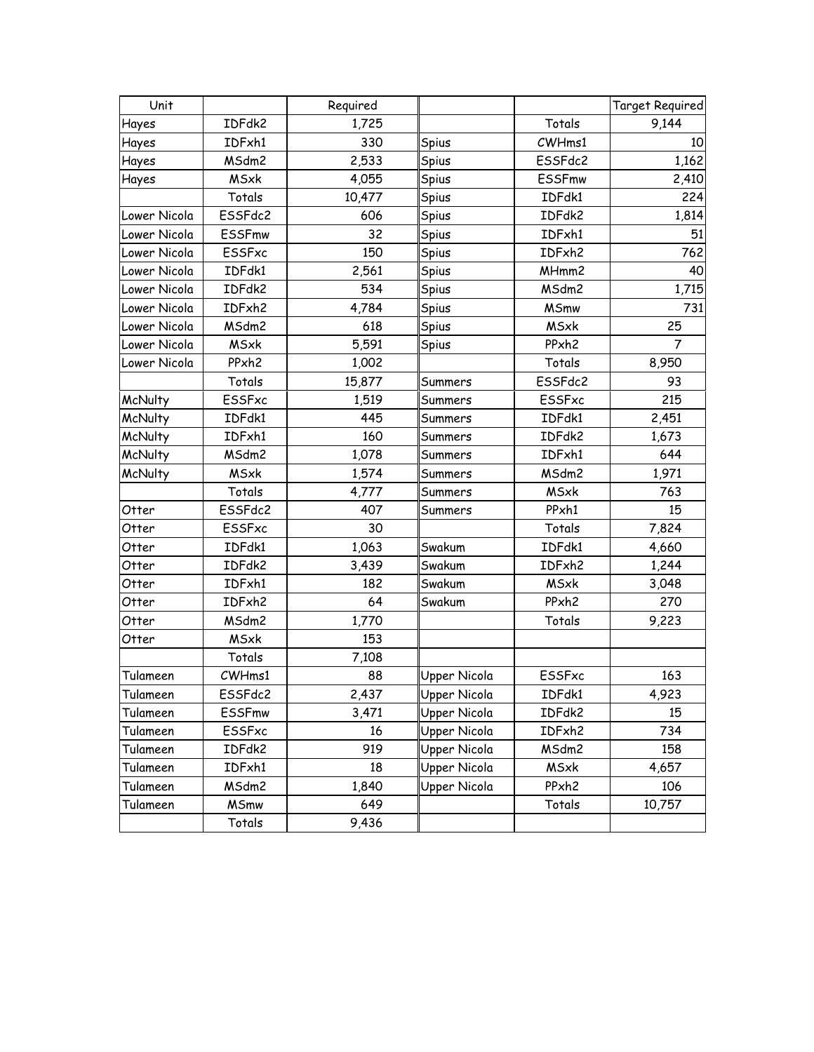| Unit | | Required | | | Target Required |
|---|---|---|---|---|---|
| Hayes | IDFdk2 | 1,725 | | Totals | 9,144 |
| Hayes | IDFxh1 | 330 | Spius | CWHms1 | 10 |
| Hayes | MSdm2 | 2,533 | Spius | ESSFdc2 | 1,162 |
| Hayes | MSxk | 4,055 | Spius | ESSFmw | 2,410 |
| | Totals | 10,477 | Spius | IDFdk1 | 224 |
| Lower Nicola | ESSFdc2 | 606 | Spius | IDFdk2 | 1,814 |
| Lower Nicola | ESSFmw | 32 | Spius | IDFxh1 | 51 |
| Lower Nicola | ESSFxc | 150 | Spius | IDFxh2 | 762 |
| Lower Nicola | IDFdk1 | 2,561 | Spius | MHmm2 | 40 |
| Lower Nicola | IDFdk2 | 534 | Spius | MSdm2 | 1,715 |
| Lower Nicola | IDFxh2 | 4,784 | Spius | MSmw | 731 |
| Lower Nicola | MSdm2 | 618 | Spius | MSxk | 25 |
| Lower Nicola | MSxk | 5,591 | Spius | PPxh2 | 7 |
| Lower Nicola | PPxh2 | 1,002 | | Totals | 8,950 |
| | Totals | 15,877 | Summers | ESSFdc2 | 93 |
| McNulty | ESSFxc | 1,519 | Summers | ESSFxc | 215 |
| McNulty | IDFdk1 | 445 | Summers | IDFdk1 | 2,451 |
| McNulty | IDFxh1 | 160 | Summers | IDFdk2 | 1,673 |
| McNulty | MSdm2 | 1,078 | Summers | IDFxh1 | 644 |
| McNulty | MSxk | 1,574 | Summers | MSdm2 | 1,971 |
| | Totals | 4,777 | Summers | MSxk | 763 |
| Otter | ESSFdc2 | 407 | Summers | PPxh1 | 15 |
| Otter | ESSFxc | 30 | | Totals | 7,824 |
| Otter | IDFdk1 | 1,063 | Swakum | IDFdk1 | 4,660 |
| Otter | IDFdk2 | 3,439 | Swakum | IDFxh2 | 1,244 |
| Otter | IDFxh1 | 182 | Swakum | MSxk | 3,048 |
| Otter | IDFxh2 | 64 | Swakum | PPxh2 | 270 |
| Otter | MSdm2 | 1,770 | | Totals | 9,223 |
| Otter | MSxk | 153 | | | |
| | Totals | 7,108 | | | |
| Tulameen | CWHms1 | 88 | Upper Nicola | ESSFxc | 163 |
| Tulameen | ESSFdc2 | 2,437 | Upper Nicola | IDFdk1 | 4,923 |
| Tulameen | ESSFmw | 3,471 | Upper Nicola | IDFdk2 | 15 |
| Tulameen | ESSFxc | 16 | Upper Nicola | IDFxh2 | 734 |
| Tulameen | IDFdk2 | 919 | Upper Nicola | MSdm2 | 158 |
| Tulameen | IDFxh1 | 18 | Upper Nicola | MSxk | 4,657 |
| Tulameen | MSdm2 | 1,840 | Upper Nicola | PPxh2 | 106 |
| Tulameen | MSmw | 649 | | Totals | 10,757 |
| | Totals | 9,436 | | | |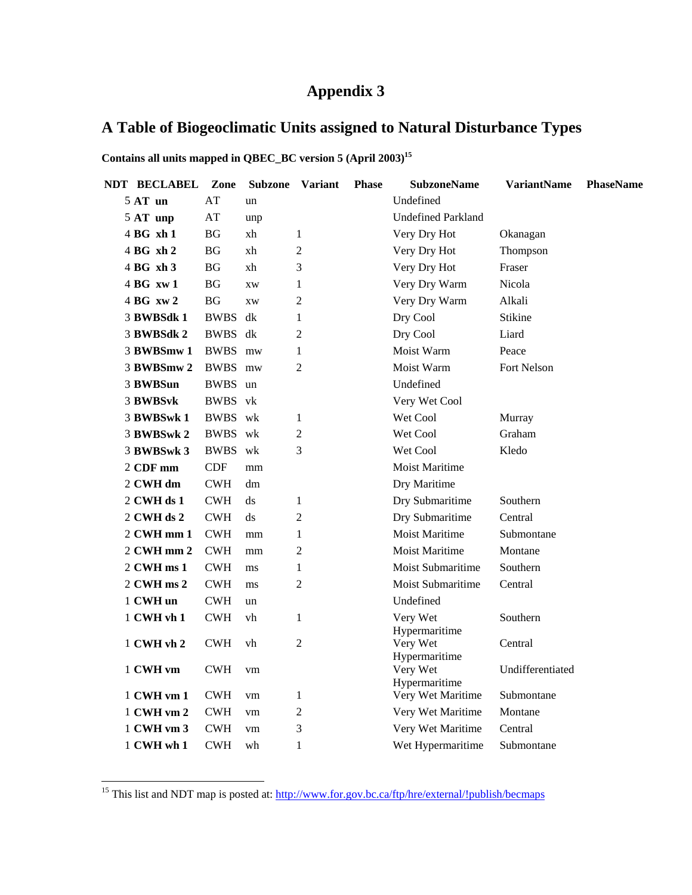# Appendix 3

## A Table of Biogeoclimatic Units assigned to Natural Disturbance Types

**Contains all units mapped in QBEC_BC version 5 (April 2003)[15]**

| NDT | BECLABEL | Zone | Subzone | Variant | Phase | SubzoneName | VariantName | PhaseName |
|---|---|---|---|---|---|---|---|---|
| 5 | **AT un** | AT | un | | | Undefined | | |
| 5 | **AT unp** | AT | unp | | | Undefined Parkland | | |
| 4 | **BG xh 1** | BG | xh | 1 | | Very Dry Hot | Okanagan | |
| 4 | **BG xh 2** | BG | xh | 2 | | Very Dry Hot | Thompson | |
| 4 | **BG xh 3** | BG | xh | 3 | | Very Dry Hot | Fraser | |
| 4 | **BG xw 1** | BG | xw | 1 | | Very Dry Warm | Nicola | |
| 4 | **BG xw 2** | BG | xw | 2 | | Very Dry Warm | Alkali | |
| 3 | **BWBSdk 1** | BWBS | dk | 1 | | Dry Cool | Stikine | |
| 3 | **BWBSdk 2** | BWBS | dk | 2 | | Dry Cool | Liard | |
| 3 | **BWBSmw 1** | BWBS | mw | 1 | | Moist Warm | Peace | |
| 3 | **BWBSmw 2** | BWBS | mw | 2 | | Moist Warm | Fort Nelson | |
| 3 | **BWBSun** | BWBS | un | | | Undefined | | |
| 3 | **BWBSvk** | BWBS | vk | | | Very Wet Cool | | |
| 3 | **BWBSwk 1** | BWBS | wk | 1 | | Wet Cool | Murray | |
| 3 | **BWBSwk 2** | BWBS | wk | 2 | | Wet Cool | Graham | |
| 3 | **BWBSwk 3** | BWBS | wk | 3 | | Wet Cool | Kledo | |
| 2 | **CDF mm** | CDF | mm | | | Moist Maritime | | |
| 2 | **CWH dm** | CWH | dm | | | Dry Maritime | | |
| 2 | **CWH ds 1** | CWH | ds | 1 | | Dry Submaritime | Southern | |
| 2 | **CWH ds 2** | CWH | ds | 2 | | Dry Submaritime | Central | |
| 2 | **CWH mm 1** | CWH | mm | 1 | | Moist Maritime | Submontane | |
| 2 | **CWH mm 2** | CWH | mm | 2 | | Moist Maritime | Montane | |
| 2 | **CWH ms 1** | CWH | ms | 1 | | Moist Submaritime | Southern | |
| 2 | **CWH ms 2** | CWH | ms | 2 | | Moist Submaritime | Central | |
| 1 | **CWH un** | CWH | un | | | Undefined | | |
| 1 | **CWH vh 1** | CWH | vh | 1 | | Very Wet Hypermaritime | Southern | |
| 1 | **CWH vh 2** | CWH | vh | 2 | | Very Wet Hypermaritime | Central | |
| 1 | **CWH vm** | CWH | vm | | | Very Wet Hypermaritime | Undifferentiated | |
| 1 | **CWH vm 1** | CWH | vm | 1 | | Very Wet Maritime | Submontane | |
| 1 | **CWH vm 2** | CWH | vm | 2 | | Very Wet Maritime | Montane | |
| 1 | **CWH vm 3** | CWH | vm | 3 | | Very Wet Maritime | Central | |
| 1 | **CWH wh 1** | CWH | wh | 1 | | Wet Hypermaritime | Submontane | |

[15] This list and NDT map is posted at: http://www.for.gov.bc.ca/ftp/hre/external/!publish/becmaps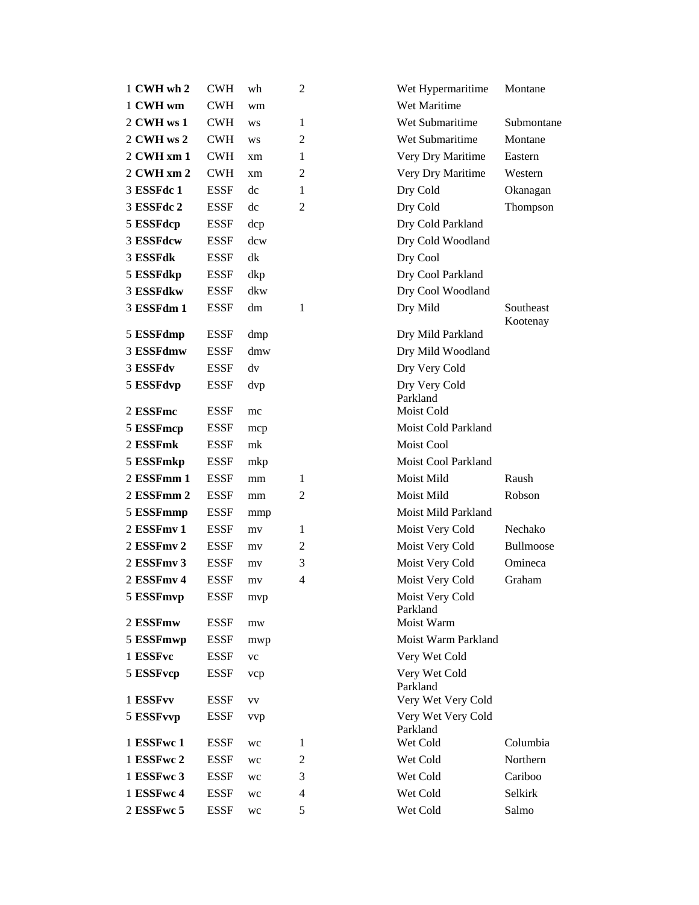| | | | | | |
|---|---|---|---|---|---|
| 1 **CWH wh 2** | CWH | wh | 2 | Wet Hypermaritime | Montane |
| 1 **CWH wm** | CWH | wm | | Wet Maritime | |
| 2 **CWH ws 1** | CWH | ws | 1 | Wet Submaritime | Submontane |
| 2 **CWH ws 2** | CWH | ws | 2 | Wet Submaritime | Montane |
| 2 **CWH xm 1** | CWH | xm | 1 | Very Dry Maritime | Eastern |
| 2 **CWH xm 2** | CWH | xm | 2 | Very Dry Maritime | Western |
| 3 **ESSFdc 1** | ESSF | dc | 1 | Dry Cold | Okanagan |
| 3 **ESSFdc 2** | ESSF | dc | 2 | Dry Cold | Thompson |
| 5 **ESSFdcp** | ESSF | dcp | | Dry Cold Parkland | |
| 3 **ESSFdcw** | ESSF | dcw | | Dry Cold Woodland | |
| 3 **ESSFdk** | ESSF | dk | | Dry Cool | |
| 5 **ESSFdkp** | ESSF | dkp | | Dry Cool Parkland | |
| 3 **ESSFdkw** | ESSF | dkw | | Dry Cool Woodland | |
| 3 **ESSFdm 1** | ESSF | dm | 1 | Dry Mild | Southeast Kootenay |
| 5 **ESSFdmp** | ESSF | dmp | | Dry Mild Parkland | |
| 3 **ESSFdmw** | ESSF | dmw | | Dry Mild Woodland | |
| 3 **ESSFdv** | ESSF | dv | | Dry Very Cold | |
| 5 **ESSFdvp** | ESSF | dvp | | Dry Very Cold Parkland | |
| 2 **ESSFmc** | ESSF | mc | | Moist Cold | |
| 5 **ESSFmcp** | ESSF | mcp | | Moist Cold Parkland | |
| 2 **ESSFmk** | ESSF | mk | | Moist Cool | |
| 5 **ESSFmkp** | ESSF | mkp | | Moist Cool Parkland | |
| 2 **ESSFmm 1** | ESSF | mm | 1 | Moist Mild | Raush |
| 2 **ESSFmm 2** | ESSF | mm | 2 | Moist Mild | Robson |
| 5 **ESSFmmp** | ESSF | mmp | | Moist Mild Parkland | |
| 2 **ESSFmv 1** | ESSF | mv | 1 | Moist Very Cold | Nechako |
| 2 **ESSFmv 2** | ESSF | mv | 2 | Moist Very Cold | Bullmoose |
| 2 **ESSFmv 3** | ESSF | mv | 3 | Moist Very Cold | Omineca |
| 2 **ESSFmv 4** | ESSF | mv | 4 | Moist Very Cold | Graham |
| 5 **ESSFmvp** | ESSF | mvp | | Moist Very Cold Parkland | |
| 2 **ESSFmw** | ESSF | mw | | Moist Warm | |
| 5 **ESSFmwp** | ESSF | mwp | | Moist Warm Parkland | |
| 1 **ESSFvc** | ESSF | vc | | Very Wet Cold | |
| 5 **ESSFvcp** | ESSF | vcp | | Very Wet Cold Parkland | |
| 1 **ESSFvv** | ESSF | vv | | Very Wet Very Cold | |
| 5 **ESSFvvp** | ESSF | vvp | | Very Wet Very Cold Parkland | |
| 1 **ESSFwc 1** | ESSF | wc | 1 | Wet Cold | Columbia |
| 1 **ESSFwc 2** | ESSF | wc | 2 | Wet Cold | Northern |
| 1 **ESSFwc 3** | ESSF | wc | 3 | Wet Cold | Cariboo |
| 1 **ESSFwc 4** | ESSF | wc | 4 | Wet Cold | Selkirk |
| 2 **ESSFwc 5** | ESSF | wc | 5 | Wet Cold | Salmo |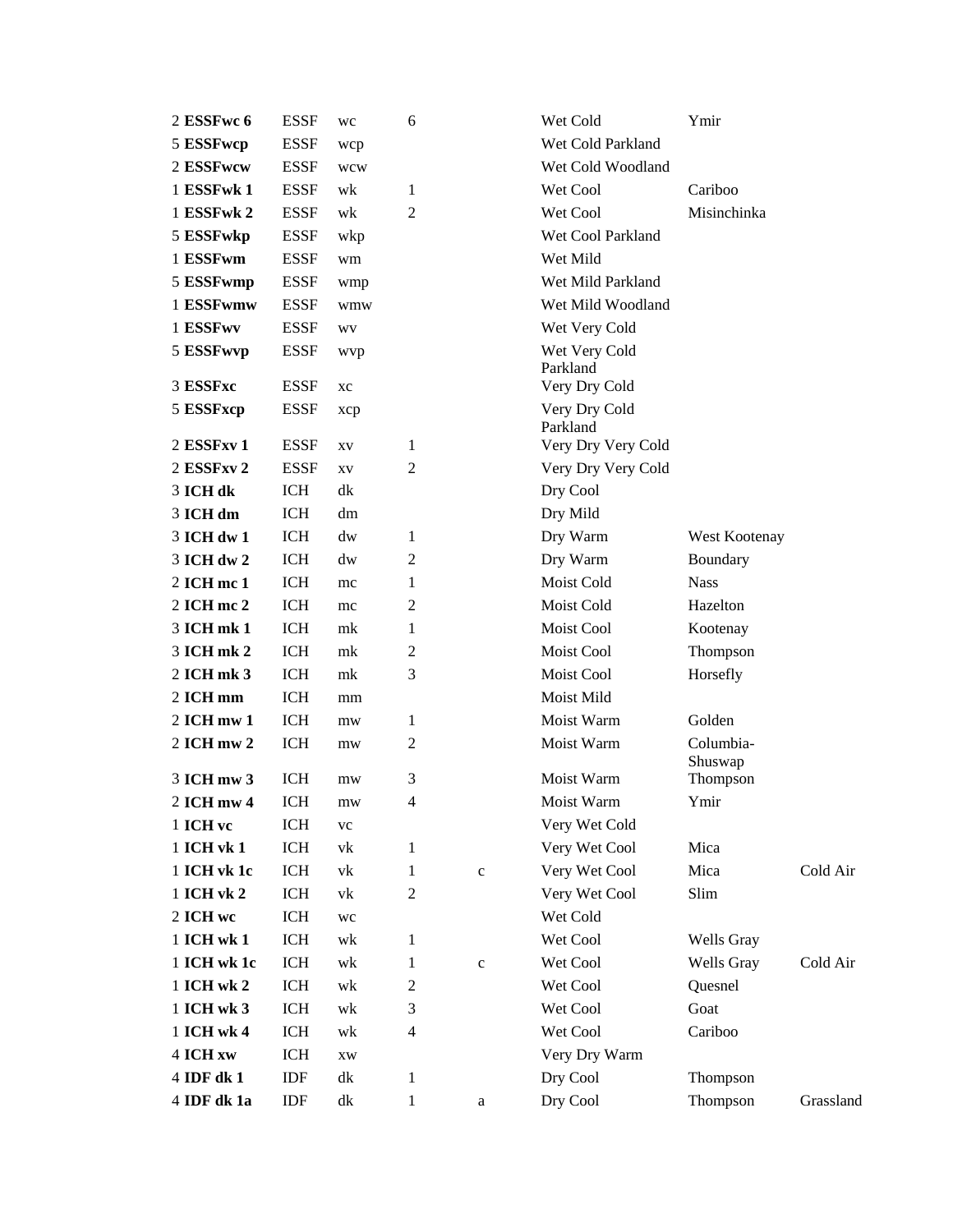| | | | | | | | |
|---|---|---|---|---|---|---|---|
| 2 | **ESSFwc 6** | ESSF | wc | 6 | | Wet Cold | Ymir | |
| 5 | **ESSFwcp** | ESSF | wcp | | | Wet Cold Parkland | | |
| 2 | **ESSFwcw** | ESSF | wcw | | | Wet Cold Woodland | | |
| 1 | **ESSFwk 1** | ESSF | wk | 1 | | Wet Cool | Cariboo | |
| 1 | **ESSFwk 2** | ESSF | wk | 2 | | Wet Cool | Misinchinka | |
| 5 | **ESSFwkp** | ESSF | wkp | | | Wet Cool Parkland | | |
| 1 | **ESSFwm** | ESSF | wm | | | Wet Mild | | |
| 5 | **ESSFwmp** | ESSF | wmp | | | Wet Mild Parkland | | |
| 1 | **ESSFwmw** | ESSF | wmw | | | Wet Mild Woodland | | |
| 1 | **ESSFwv** | ESSF | wv | | | Wet Very Cold | | |
| 5 | **ESSFwvp** | ESSF | wvp | | | Wet Very Cold Parkland | | |
| 3 | **ESSFxc** | ESSF | xc | | | Very Dry Cold | | |
| 5 | **ESSFxcp** | ESSF | xcp | | | Very Dry Cold Parkland | | |
| 2 | **ESSFxv 1** | ESSF | xv | 1 | | Very Dry Very Cold | | |
| 2 | **ESSFxv 2** | ESSF | xv | 2 | | Very Dry Very Cold | | |
| 3 | **ICH dk** | ICH | dk | | | Dry Cool | | |
| 3 | **ICH dm** | ICH | dm | | | Dry Mild | | |
| 3 | **ICH dw 1** | ICH | dw | 1 | | Dry Warm | West Kootenay | |
| 3 | **ICH dw 2** | ICH | dw | 2 | | Dry Warm | Boundary | |
| 2 | **ICH mc 1** | ICH | mc | 1 | | Moist Cold | Nass | |
| 2 | **ICH mc 2** | ICH | mc | 2 | | Moist Cold | Hazelton | |
| 3 | **ICH mk 1** | ICH | mk | 1 | | Moist Cool | Kootenay | |
| 3 | **ICH mk 2** | ICH | mk | 2 | | Moist Cool | Thompson | |
| 2 | **ICH mk 3** | ICH | mk | 3 | | Moist Cool | Horsefly | |
| 2 | **ICH mm** | ICH | mm | | | Moist Mild | | |
| 2 | **ICH mw 1** | ICH | mw | 1 | | Moist Warm | Golden | |
| 2 | **ICH mw 2** | ICH | mw | 2 | | Moist Warm | Columbia-Shuswap | |
| 3 | **ICH mw 3** | ICH | mw | 3 | | Moist Warm | Thompson | |
| 2 | **ICH mw 4** | ICH | mw | 4 | | Moist Warm | Ymir | |
| 1 | **ICH vc** | ICH | vc | | | Very Wet Cold | | |
| 1 | **ICH vk 1** | ICH | vk | 1 | | Very Wet Cool | Mica | |
| 1 | **ICH vk 1c** | ICH | vk | 1 | c | Very Wet Cool | Mica | Cold Air |
| 1 | **ICH vk 2** | ICH | vk | 2 | | Very Wet Cool | Slim | |
| 2 | **ICH wc** | ICH | wc | | | Wet Cold | | |
| 1 | **ICH wk 1** | ICH | wk | 1 | | Wet Cool | Wells Gray | |
| 1 | **ICH wk 1c** | ICH | wk | 1 | c | Wet Cool | Wells Gray | Cold Air |
| 1 | **ICH wk 2** | ICH | wk | 2 | | Wet Cool | Quesnel | |
| 1 | **ICH wk 3** | ICH | wk | 3 | | Wet Cool | Goat | |
| 1 | **ICH wk 4** | ICH | wk | 4 | | Wet Cool | Cariboo | |
| 4 | **ICH xw** | ICH | xw | | | Very Dry Warm | | |
| 4 | **IDF dk 1** | IDF | dk | 1 | | Dry Cool | Thompson | |
| 4 | **IDF dk 1a** | IDF | dk | 1 | a | Dry Cool | Thompson | Grassland |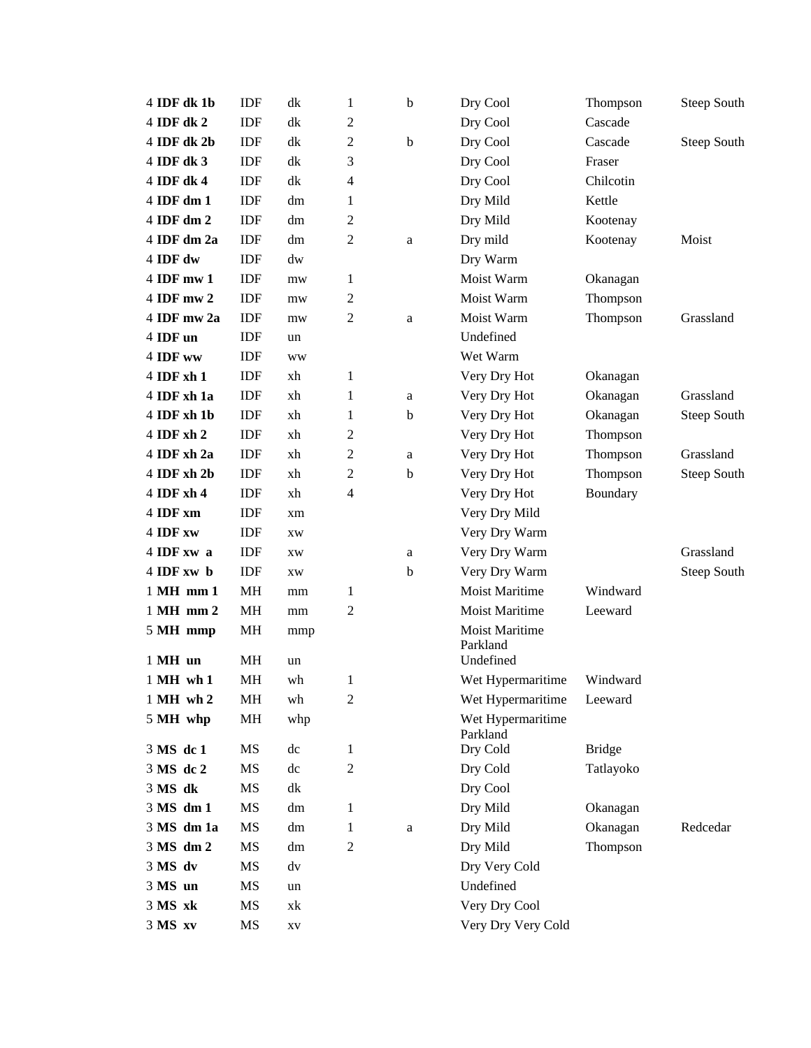| | | | | | | | |
|---|---|---|---|---|---|---|---|
| 4 **IDF dk 1b** | IDF | dk | 1 | b | Dry Cool | Thompson | Steep South |
| 4 **IDF dk 2** | IDF | dk | 2 | | Dry Cool | Cascade | |
| 4 **IDF dk 2b** | IDF | dk | 2 | b | Dry Cool | Cascade | Steep South |
| 4 **IDF dk 3** | IDF | dk | 3 | | Dry Cool | Fraser | |
| 4 **IDF dk 4** | IDF | dk | 4 | | Dry Cool | Chilcotin | |
| 4 **IDF dm 1** | IDF | dm | 1 | | Dry Mild | Kettle | |
| 4 **IDF dm 2** | IDF | dm | 2 | | Dry Mild | Kootenay | |
| 4 **IDF dm 2a** | IDF | dm | 2 | a | Dry mild | Kootenay | Moist |
| 4 **IDF dw** | IDF | dw | | | Dry Warm | | |
| 4 **IDF mw 1** | IDF | mw | 1 | | Moist Warm | Okanagan | |
| 4 **IDF mw 2** | IDF | mw | 2 | | Moist Warm | Thompson | |
| 4 **IDF mw 2a** | IDF | mw | 2 | a | Moist Warm | Thompson | Grassland |
| 4 **IDF un** | IDF | un | | | Undefined | | |
| 4 **IDF ww** | IDF | ww | | | Wet Warm | | |
| 4 **IDF xh 1** | IDF | xh | 1 | | Very Dry Hot | Okanagan | |
| 4 **IDF xh 1a** | IDF | xh | 1 | a | Very Dry Hot | Okanagan | Grassland |
| 4 **IDF xh 1b** | IDF | xh | 1 | b | Very Dry Hot | Okanagan | Steep South |
| 4 **IDF xh 2** | IDF | xh | 2 | | Very Dry Hot | Thompson | |
| 4 **IDF xh 2a** | IDF | xh | 2 | a | Very Dry Hot | Thompson | Grassland |
| 4 **IDF xh 2b** | IDF | xh | 2 | b | Very Dry Hot | Thompson | Steep South |
| 4 **IDF xh 4** | IDF | xh | 4 | | Very Dry Hot | Boundary | |
| 4 **IDF xm** | IDF | xm | | | Very Dry Mild | | |
| 4 **IDF xw** | IDF | xw | | | Very Dry Warm | | |
| 4 **IDF xw a** | IDF | xw | | a | Very Dry Warm | | Grassland |
| 4 **IDF xw b** | IDF | xw | | b | Very Dry Warm | | Steep South |
| 1 **MH mm 1** | MH | mm | 1 | | Moist Maritime | Windward | |
| 1 **MH mm 2** | MH | mm | 2 | | Moist Maritime | Leeward | |
| 5 **MH mmp** | MH | mmp | | | Moist Maritime Parkland | | |
| 1 **MH un** | MH | un | | | Undefined | | |
| 1 **MH wh 1** | MH | wh | 1 | | Wet Hypermaritime | Windward | |
| 1 **MH wh 2** | MH | wh | 2 | | Wet Hypermaritime | Leeward | |
| 5 **MH whp** | MH | whp | | | Wet Hypermaritime Parkland | | |
| 3 **MS dc 1** | MS | dc | 1 | | Dry Cold | Bridge | |
| 3 **MS dc 2** | MS | dc | 2 | | Dry Cold | Tatlayoko | |
| 3 **MS dk** | MS | dk | | | Dry Cool | | |
| 3 **MS dm 1** | MS | dm | 1 | | Dry Mild | Okanagan | |
| 3 **MS dm 1a** | MS | dm | 1 | a | Dry Mild | Okanagan | Redcedar |
| 3 **MS dm 2** | MS | dm | 2 | | Dry Mild | Thompson | |
| 3 **MS dv** | MS | dv | | | Dry Very Cold | | |
| 3 **MS un** | MS | un | | | Undefined | | |
| 3 **MS xk** | MS | xk | | | Very Dry Cool | | |
| 3 **MS xv** | MS | xv | | | Very Dry Very Cold | | |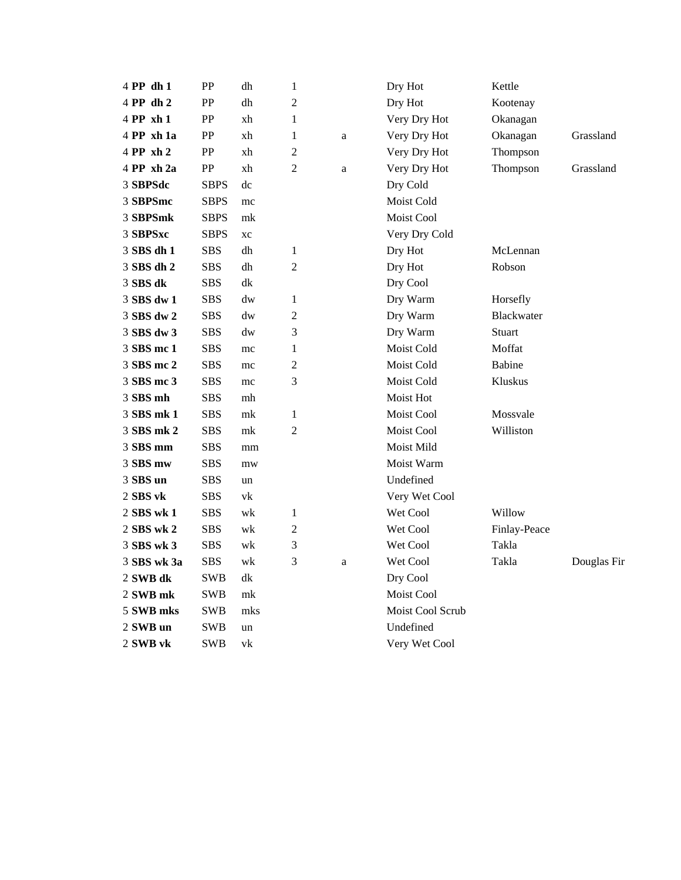| | | | | | | | | |
|---|---|---|---|---|---|---|---|---|
| 4 | **PP dh 1** | PP | dh | 1 | | Dry Hot | Kettle | |
| 4 | **PP dh 2** | PP | dh | 2 | | Dry Hot | Kootenay | |
| 4 | **PP xh 1** | PP | xh | 1 | | Very Dry Hot | Okanagan | |
| 4 | **PP xh 1a** | PP | xh | 1 | a | Very Dry Hot | Okanagan | Grassland |
| 4 | **PP xh 2** | PP | xh | 2 | | Very Dry Hot | Thompson | |
| 4 | **PP xh 2a** | PP | xh | 2 | a | Very Dry Hot | Thompson | Grassland |
| 3 | **SBPSdc** | SBPS | dc | | | Dry Cold | | |
| 3 | **SBPSmc** | SBPS | mc | | | Moist Cold | | |
| 3 | **SBPSmk** | SBPS | mk | | | Moist Cool | | |
| 3 | **SBPSxc** | SBPS | xc | | | Very Dry Cold | | |
| 3 | **SBS dh 1** | SBS | dh | 1 | | Dry Hot | McLennan | |
| 3 | **SBS dh 2** | SBS | dh | 2 | | Dry Hot | Robson | |
| 3 | **SBS dk** | SBS | dk | | | Dry Cool | | |
| 3 | **SBS dw 1** | SBS | dw | 1 | | Dry Warm | Horsefly | |
| 3 | **SBS dw 2** | SBS | dw | 2 | | Dry Warm | Blackwater | |
| 3 | **SBS dw 3** | SBS | dw | 3 | | Dry Warm | Stuart | |
| 3 | **SBS mc 1** | SBS | mc | 1 | | Moist Cold | Moffat | |
| 3 | **SBS mc 2** | SBS | mc | 2 | | Moist Cold | Babine | |
| 3 | **SBS mc 3** | SBS | mc | 3 | | Moist Cold | Kluskus | |
| 3 | **SBS mh** | SBS | mh | | | Moist Hot | | |
| 3 | **SBS mk 1** | SBS | mk | 1 | | Moist Cool | Mossvale | |
| 3 | **SBS mk 2** | SBS | mk | 2 | | Moist Cool | Williston | |
| 3 | **SBS mm** | SBS | mm | | | Moist Mild | | |
| 3 | **SBS mw** | SBS | mw | | | Moist Warm | | |
| 3 | **SBS un** | SBS | un | | | Undefined | | |
| 2 | **SBS vk** | SBS | vk | | | Very Wet Cool | | |
| 2 | **SBS wk 1** | SBS | wk | 1 | | Wet Cool | Willow | |
| 2 | **SBS wk 2** | SBS | wk | 2 | | Wet Cool | Finlay-Peace | |
| 3 | **SBS wk 3** | SBS | wk | 3 | | Wet Cool | Takla | |
| 3 | **SBS wk 3a** | SBS | wk | 3 | a | Wet Cool | Takla | Douglas Fir |
| 2 | **SWB dk** | SWB | dk | | | Dry Cool | | |
| 2 | **SWB mk** | SWB | mk | | | Moist Cool | | |
| 5 | **SWB mks** | SWB | mks | | | Moist Cool Scrub | | |
| 2 | **SWB un** | SWB | un | | | Undefined | | |
| 2 | **SWB vk** | SWB | vk | | | Very Wet Cool | | |